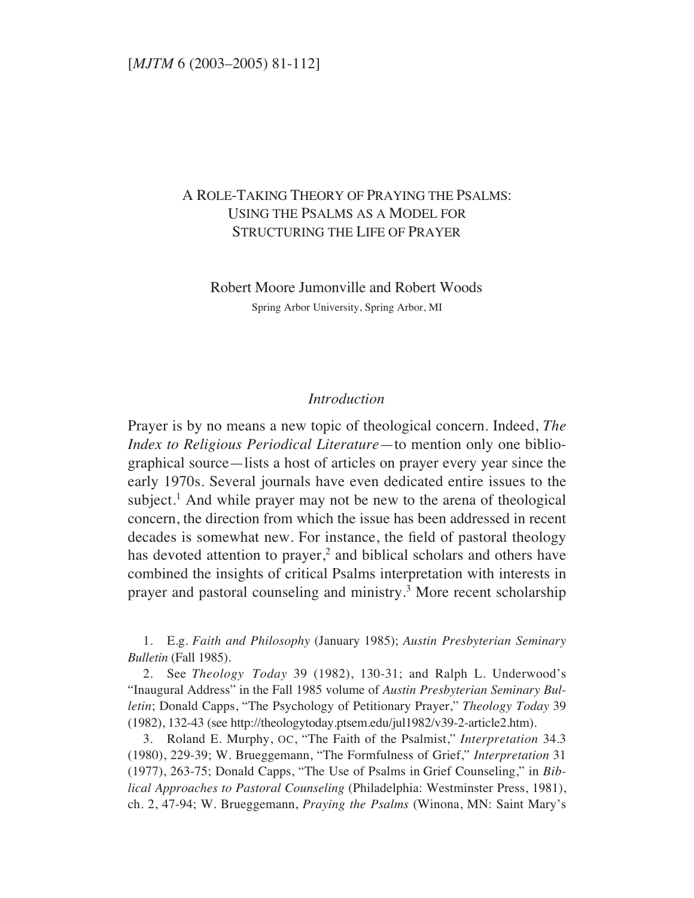# A Role-Taking Theory of Praying the Psalms: Using the Psalms as a Model for Structuring the Life of Prayer

Robert Moore Jumonville and Robert Woods

Spring Arbor University, Spring Arbor, MI

## *Introduction*

Prayer is by no means a new topic of theological concern. Indeed, *The Index to Religious Periodical Literature*—to mention only one bibliographical source—lists a host of articles on prayer every year since the early 1970s. Several journals have even dedicated entire issues to the subject.[1] And while prayer may not be new to the arena of theological concern, the direction from which the issue has been addressed in recent decades is somewhat new. For instance, the field of pastoral theology has devoted attention to prayer,[2] and biblical scholars and others have combined the insights of critical Psalms interpretation with interests in prayer and pastoral counseling and ministry.[3] More recent scholarship

1. E.g. *Faith and Philosophy* (January 1985); *Austin Presbyterian Seminary Bulletin* (Fall 1985).

2. See *Theology Today* 39 (1982), 130-31; and Ralph L. Underwood's "Inaugural Address" in the Fall 1985 volume of *Austin Presbyterian Seminary Bulletin*; Donald Capps, "The Psychology of Petitionary Prayer," *Theology Today* 39 (1982), 132-43 (see http://theologytoday.ptsem.edu/jul1982/v39-2-article2.htm).

3. Roland E. Murphy, OC, "The Faith of the Psalmist," *Interpretation* 34.3 (1980), 229-39; W. Brueggemann, "The Formfulness of Grief," *Interpretation* 31 (1977), 263-75; Donald Capps, "The Use of Psalms in Grief Counseling," in *Biblical Approaches to Pastoral Counseling* (Philadelphia: Westminster Press, 1981), ch. 2, 47-94; W. Brueggemann, *Praying the Psalms* (Winona, MN: Saint Mary's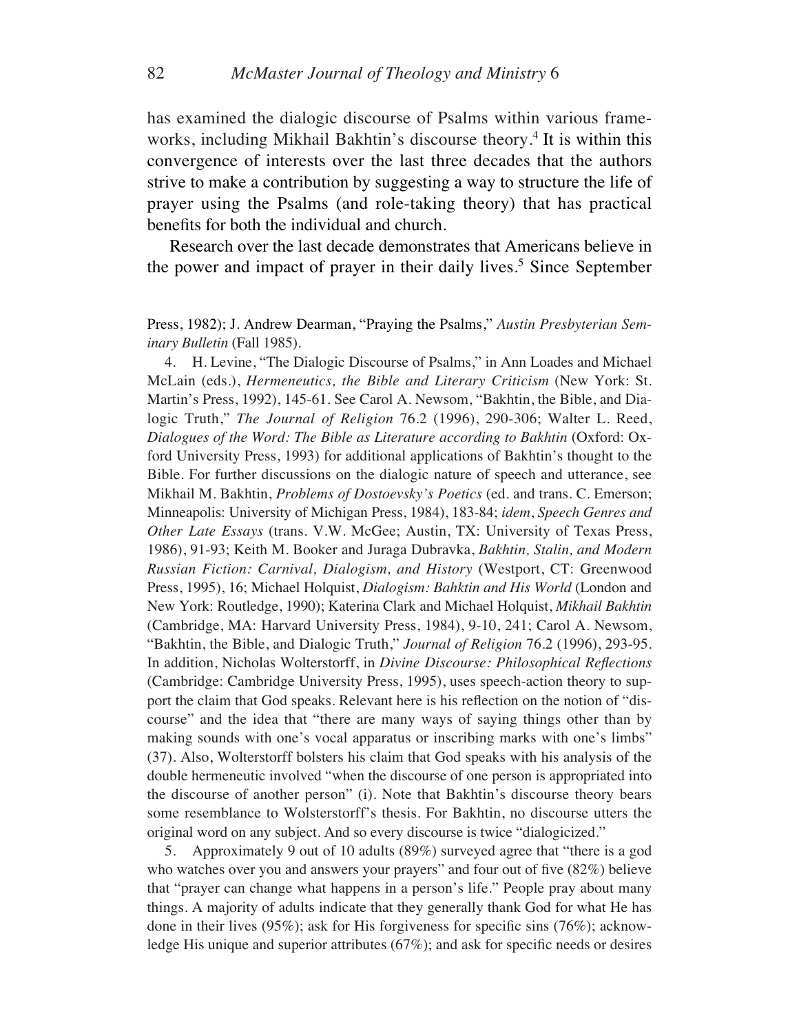has examined the dialogic discourse of Psalms within various frameworks, including Mikhail Bakhtin's discourse theory.[4] It is within this convergence of interests over the last three decades that the authors strive to make a contribution by suggesting a way to structure the life of prayer using the Psalms (and role-taking theory) that has practical benefits for both the individual and church.

Research over the last decade demonstrates that Americans believe in the power and impact of prayer in their daily lives.[5] Since September

Press, 1982); J. Andrew Dearman, "Praying the Psalms," *Austin Presbyterian Seminary Bulletin* (Fall 1985).

4. H. Levine, "The Dialogic Discourse of Psalms," in Ann Loades and Michael McLain (eds.), *Hermeneutics, the Bible and Literary Criticism* (New York: St. Martin's Press, 1992), 145-61. See Carol A. Newsom, "Bakhtin, the Bible, and Dialogic Truth," *The Journal of Religion* 76.2 (1996), 290-306; Walter L. Reed, *Dialogues of the Word: The Bible as Literature according to Bakhtin* (Oxford: Oxford University Press, 1993) for additional applications of Bakhtin's thought to the Bible. For further discussions on the dialogic nature of speech and utterance, see Mikhail M. Bakhtin, *Problems of Dostoevsky's Poetics* (ed. and trans. C. Emerson; Minneapolis: University of Michigan Press, 1984), 183-84; *idem*, *Speech Genres and Other Late Essays* (trans. V.W. McGee; Austin, TX: University of Texas Press, 1986), 91-93; Keith M. Booker and Juraga Dubravka, *Bakhtin, Stalin, and Modern Russian Fiction: Carnival, Dialogism, and History* (Westport, CT: Greenwood Press, 1995), 16; Michael Holquist, *Dialogism: Bahktin and His World* (London and New York: Routledge, 1990); Katerina Clark and Michael Holquist, *Mikhail Bakhtin* (Cambridge, MA: Harvard University Press, 1984), 9-10, 241; Carol A. Newsom, "Bakhtin, the Bible, and Dialogic Truth," *Journal of Religion* 76.2 (1996), 293-95. In addition, Nicholas Wolterstorff, in *Divine Discourse: Philosophical Reflections* (Cambridge: Cambridge University Press, 1995), uses speech-action theory to support the claim that God speaks. Relevant here is his reflection on the notion of "discourse" and the idea that "there are many ways of saying things other than by making sounds with one's vocal apparatus or inscribing marks with one's limbs" (37). Also, Wolterstorff bolsters his claim that God speaks with his analysis of the double hermeneutic involved "when the discourse of one person is appropriated into the discourse of another person" (i). Note that Bakhtin's discourse theory bears some resemblance to Wolsterstorff's thesis. For Bakhtin, no discourse utters the original word on any subject. And so every discourse is twice "dialogicized."

5. Approximately 9 out of 10 adults (89%) surveyed agree that "there is a god who watches over you and answers your prayers" and four out of five (82%) believe that "prayer can change what happens in a person's life." People pray about many things. A majority of adults indicate that they generally thank God for what He has done in their lives (95%); ask for His forgiveness for specific sins (76%); acknowledge His unique and superior attributes (67%); and ask for specific needs or desires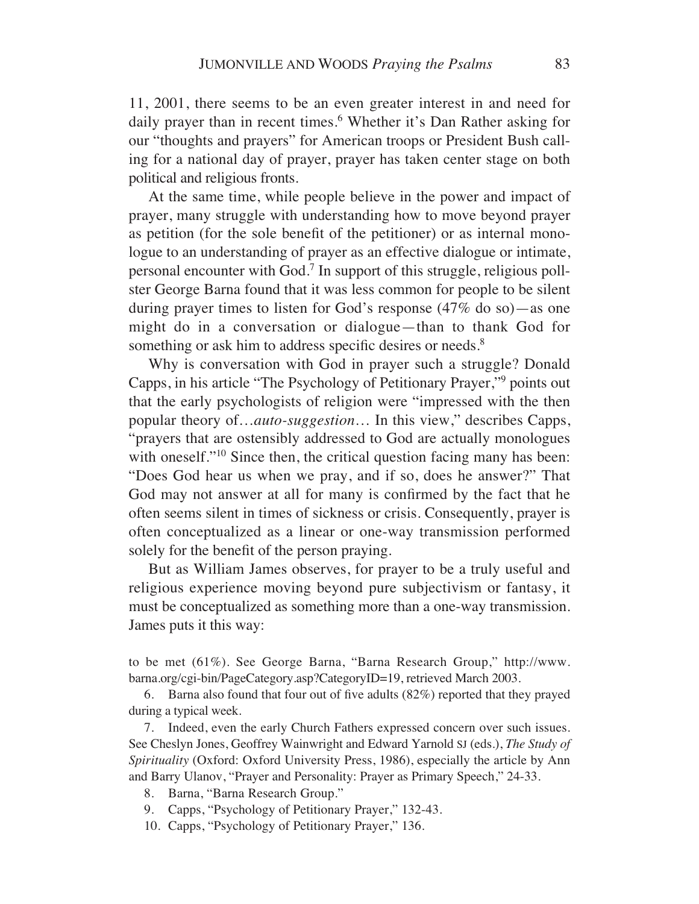11, 2001, there seems to be an even greater interest in and need for daily prayer than in recent times.[6] Whether it's Dan Rather asking for our "thoughts and prayers" for American troops or President Bush calling for a national day of prayer, prayer has taken center stage on both political and religious fronts.

At the same time, while people believe in the power and impact of prayer, many struggle with understanding how to move beyond prayer as petition (for the sole benefit of the petitioner) or as internal monologue to an understanding of prayer as an effective dialogue or intimate, personal encounter with God.[7] In support of this struggle, religious pollster George Barna found that it was less common for people to be silent during prayer times to listen for God's response (47% do so)—as one might do in a conversation or dialogue—than to thank God for something or ask him to address specific desires or needs.[8]

Why is conversation with God in prayer such a struggle? Donald Capps, in his article "The Psychology of Petitionary Prayer,"[9] points out that the early psychologists of religion were "impressed with the then popular theory of…*auto-suggestion*… In this view," describes Capps, "prayers that are ostensibly addressed to God are actually monologues with oneself."[10] Since then, the critical question facing many has been: "Does God hear us when we pray, and if so, does he answer?" That God may not answer at all for many is confirmed by the fact that he often seems silent in times of sickness or crisis. Consequently, prayer is often conceptualized as a linear or one-way transmission performed solely for the benefit of the person praying.

But as William James observes, for prayer to be a truly useful and religious experience moving beyond pure subjectivism or fantasy, it must be conceptualized as something more than a one-way transmission. James puts it this way:

to be met (61%). See George Barna, "Barna Research Group," http://www.barna.org/cgi-bin/PageCategory.asp?CategoryID=19, retrieved March 2003.

6. Barna also found that four out of five adults (82%) reported that they prayed during a typical week.

7. Indeed, even the early Church Fathers expressed concern over such issues. See Cheslyn Jones, Geoffrey Wainwright and Edward Yarnold SJ (eds.), *The Study of Spirituality* (Oxford: Oxford University Press, 1986), especially the article by Ann and Barry Ulanov, "Prayer and Personality: Prayer as Primary Speech," 24-33.

8. Barna, "Barna Research Group."

9. Capps, "Psychology of Petitionary Prayer," 132-43.

10. Capps, "Psychology of Petitionary Prayer," 136.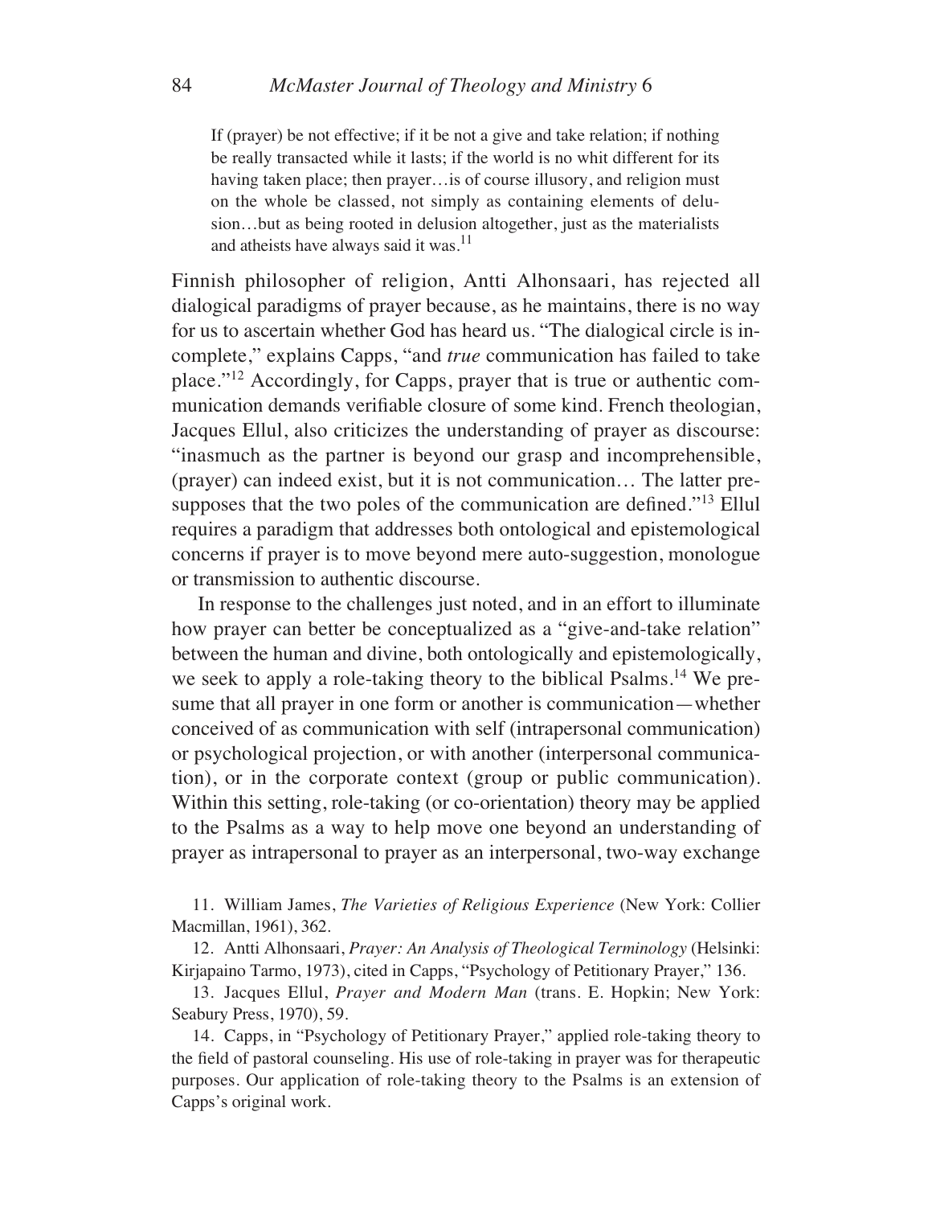> If (prayer) be not effective; if it be not a give and take relation; if nothing be really transacted while it lasts; if the world is no whit different for its having taken place; then prayer…is of course illusory, and religion must on the whole be classed, not simply as containing elements of delusion…but as being rooted in delusion altogether, just as the materialists and atheists have always said it was.[11]

Finnish philosopher of religion, Antti Alhonsaari, has rejected all dialogical paradigms of prayer because, as he maintains, there is no way for us to ascertain whether God has heard us. "The dialogical circle is incomplete," explains Capps, "and *true* communication has failed to take place."[12] Accordingly, for Capps, prayer that is true or authentic communication demands verifiable closure of some kind. French theologian, Jacques Ellul, also criticizes the understanding of prayer as discourse: "inasmuch as the partner is beyond our grasp and incomprehensible, (prayer) can indeed exist, but it is not communication… The latter presupposes that the two poles of the communication are defined."[13] Ellul requires a paradigm that addresses both ontological and epistemological concerns if prayer is to move beyond mere auto-suggestion, monologue or transmission to authentic discourse.

In response to the challenges just noted, and in an effort to illuminate how prayer can better be conceptualized as a "give-and-take relation" between the human and divine, both ontologically and epistemologically, we seek to apply a role-taking theory to the biblical Psalms.[14] We presume that all prayer in one form or another is communication—whether conceived of as communication with self (intrapersonal communication) or psychological projection, or with another (interpersonal communication), or in the corporate context (group or public communication). Within this setting, role-taking (or co-orientation) theory may be applied to the Psalms as a way to help move one beyond an understanding of prayer as intrapersonal to prayer as an interpersonal, two-way exchange

11. William James, *The Varieties of Religious Experience* (New York: Collier Macmillan, 1961), 362.

12. Antti Alhonsaari, *Prayer: An Analysis of Theological Terminology* (Helsinki: Kirjapaino Tarmo, 1973), cited in Capps, "Psychology of Petitionary Prayer," 136.

13. Jacques Ellul, *Prayer and Modern Man* (trans. E. Hopkin; New York: Seabury Press, 1970), 59.

14. Capps, in "Psychology of Petitionary Prayer," applied role-taking theory to the field of pastoral counseling. His use of role-taking in prayer was for therapeutic purposes. Our application of role-taking theory to the Psalms is an extension of Capps's original work.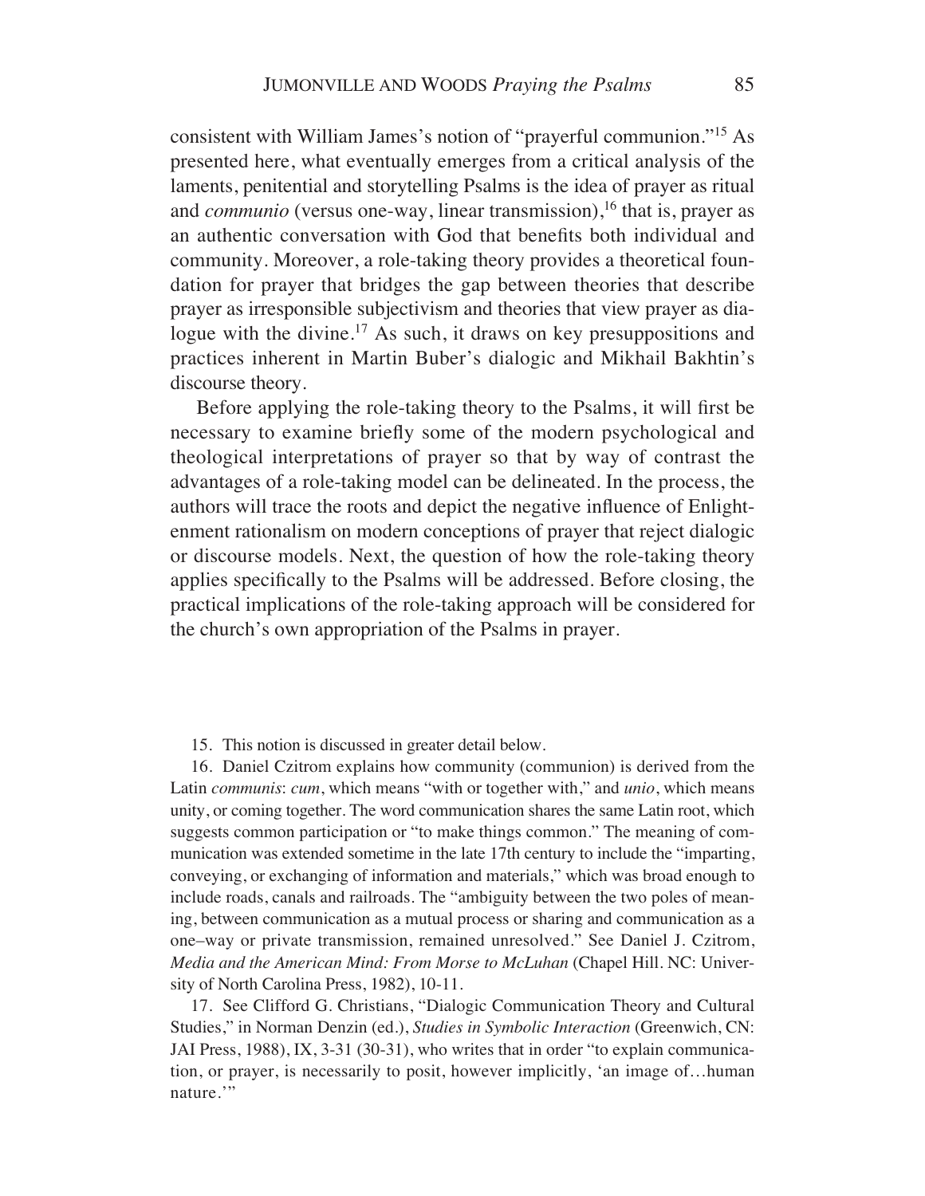consistent with William James's notion of "prayerful communion."[15] As presented here, what eventually emerges from a critical analysis of the laments, penitential and storytelling Psalms is the idea of prayer as ritual and *communio* (versus one-way, linear transmission),[16] that is, prayer as an authentic conversation with God that benefits both individual and community. Moreover, a role-taking theory provides a theoretical foundation for prayer that bridges the gap between theories that describe prayer as irresponsible subjectivism and theories that view prayer as dialogue with the divine.[17] As such, it draws on key presuppositions and practices inherent in Martin Buber's dialogic and Mikhail Bakhtin's discourse theory.

Before applying the role-taking theory to the Psalms, it will first be necessary to examine briefly some of the modern psychological and theological interpretations of prayer so that by way of contrast the advantages of a role-taking model can be delineated. In the process, the authors will trace the roots and depict the negative influence of Enlightenment rationalism on modern conceptions of prayer that reject dialogic or discourse models. Next, the question of how the role-taking theory applies specifically to the Psalms will be addressed. Before closing, the practical implications of the role-taking approach will be considered for the church's own appropriation of the Psalms in prayer.

15. This notion is discussed in greater detail below.

16. Daniel Czitrom explains how community (communion) is derived from the Latin *communis*: *cum*, which means "with or together with," and *unio*, which means unity, or coming together. The word communication shares the same Latin root, which suggests common participation or "to make things common." The meaning of communication was extended sometime in the late 17th century to include the "imparting, conveying, or exchanging of information and materials," which was broad enough to include roads, canals and railroads. The "ambiguity between the two poles of meaning, between communication as a mutual process or sharing and communication as a one–way or private transmission, remained unresolved." See Daniel J. Czitrom, *Media and the American Mind: From Morse to McLuhan* (Chapel Hill. NC: University of North Carolina Press, 1982), 10-11.

17. See Clifford G. Christians, "Dialogic Communication Theory and Cultural Studies," in Norman Denzin (ed.), *Studies in Symbolic Interaction* (Greenwich, CN: JAI Press, 1988), IX, 3-31 (30-31), who writes that in order "to explain communication, or prayer, is necessarily to posit, however implicitly, 'an image of…human nature.'"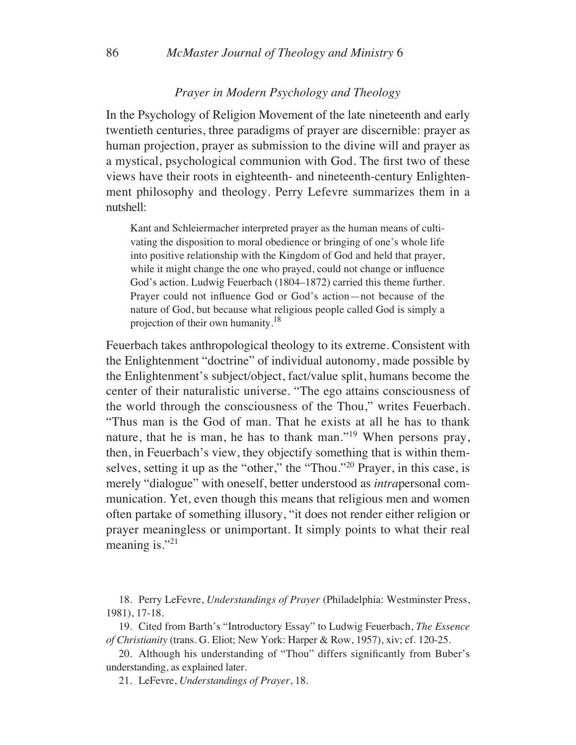### *Prayer in Modern Psychology and Theology*

In the Psychology of Religion Movement of the late nineteenth and early twentieth centuries, three paradigms of prayer are discernible: prayer as human projection, prayer as submission to the divine will and prayer as a mystical, psychological communion with God. The first two of these views have their roots in eighteenth- and nineteenth-century Enlightenment philosophy and theology. Perry Lefevre summarizes them in a nutshell:

> Kant and Schleiermacher interpreted prayer as the human means of cultivating the disposition to moral obedience or bringing of one's whole life into positive relationship with the Kingdom of God and held that prayer, while it might change the one who prayed, could not change or influence God's action. Ludwig Feuerbach (1804–1872) carried this theme further. Prayer could not influence God or God's action—not because of the nature of God, but because what religious people called God is simply a projection of their own humanity.[18]

Feuerbach takes anthropological theology to its extreme. Consistent with the Enlightenment "doctrine" of individual autonomy, made possible by the Enlightenment's subject/object, fact/value split, humans become the center of their naturalistic universe. "The ego attains consciousness of the world through the consciousness of the Thou," writes Feuerbach. "Thus man is the God of man. That he exists at all he has to thank nature, that he is man, he has to thank man."[19] When persons pray, then, in Feuerbach's view, they objectify something that is within themselves, setting it up as the "other," the "Thou."[20] Prayer, in this case, is merely "dialogue" with oneself, better understood as *intra*personal communication. Yet, even though this means that religious men and women often partake of something illusory, "it does not render either religion or prayer meaningless or unimportant. It simply points to what their real meaning is."[21]

18. Perry LeFevre, *Understandings of Prayer* (Philadelphia: Westminster Press, 1981), 17-18.

19. Cited from Barth's "Introductory Essay" to Ludwig Feuerbach, *The Essence of Christianity* (trans. G. Eliot; New York: Harper & Row, 1957), xiv; cf. 120-25.

20. Although his understanding of "Thou" differs significantly from Buber's understanding, as explained later.

21. LeFevre, *Understandings of Prayer*, 18.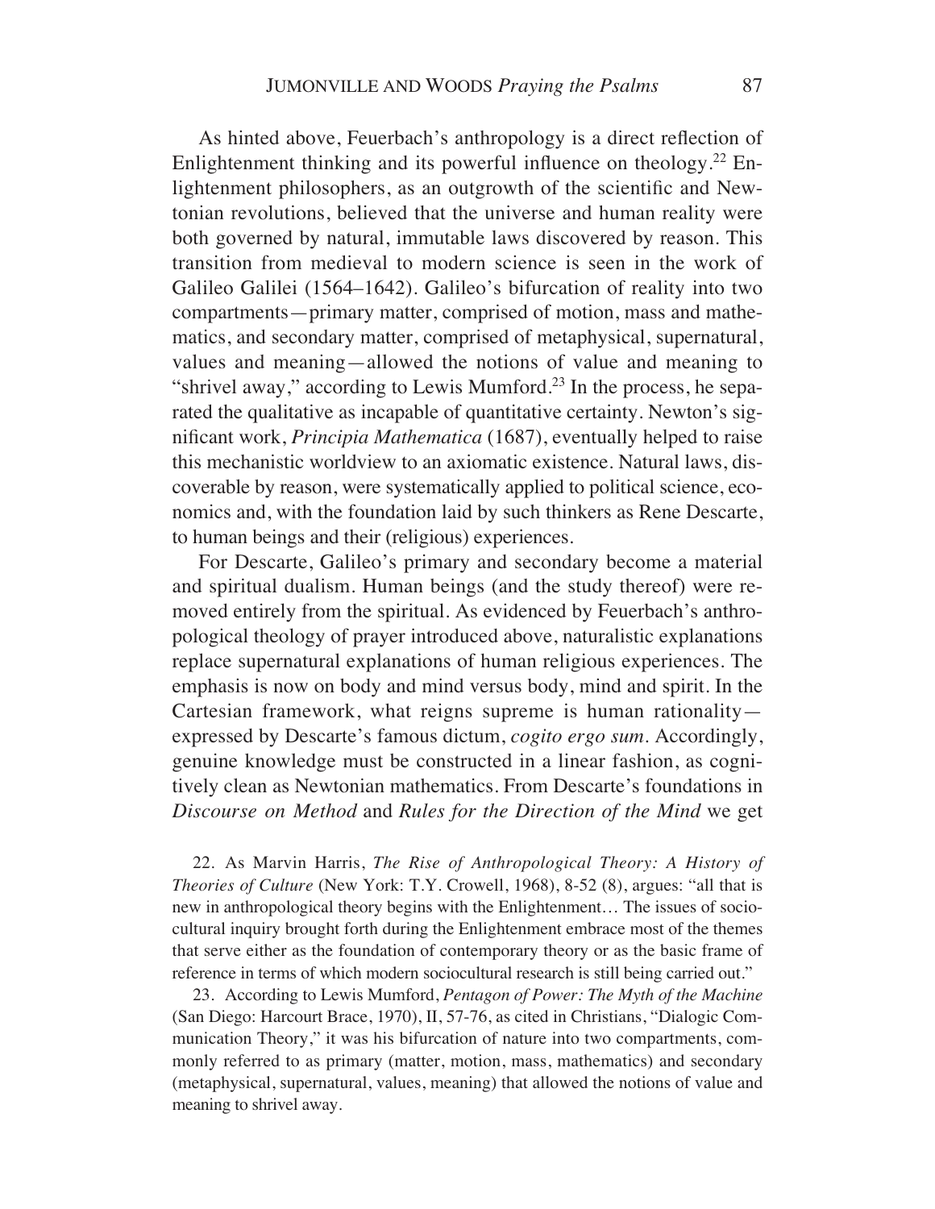As hinted above, Feuerbach's anthropology is a direct reflection of Enlightenment thinking and its powerful influence on theology.[22] Enlightenment philosophers, as an outgrowth of the scientific and Newtonian revolutions, believed that the universe and human reality were both governed by natural, immutable laws discovered by reason. This transition from medieval to modern science is seen in the work of Galileo Galilei (1564–1642). Galileo's bifurcation of reality into two compartments—primary matter, comprised of motion, mass and mathematics, and secondary matter, comprised of metaphysical, supernatural, values and meaning—allowed the notions of value and meaning to "shrivel away," according to Lewis Mumford.[23] In the process, he separated the qualitative as incapable of quantitative certainty. Newton's significant work, *Principia Mathematica* (1687), eventually helped to raise this mechanistic worldview to an axiomatic existence. Natural laws, discoverable by reason, were systematically applied to political science, economics and, with the foundation laid by such thinkers as Rene Descarte, to human beings and their (religious) experiences.

For Descarte, Galileo's primary and secondary become a material and spiritual dualism. Human beings (and the study thereof) were removed entirely from the spiritual. As evidenced by Feuerbach's anthropological theology of prayer introduced above, naturalistic explanations replace supernatural explanations of human religious experiences. The emphasis is now on body and mind versus body, mind and spirit. In the Cartesian framework, what reigns supreme is human rationality—expressed by Descarte's famous dictum, *cogito ergo sum*. Accordingly, genuine knowledge must be constructed in a linear fashion, as cognitively clean as Newtonian mathematics. From Descarte's foundations in *Discourse on Method* and *Rules for the Direction of the Mind* we get

22. As Marvin Harris, *The Rise of Anthropological Theory: A History of Theories of Culture* (New York: T.Y. Crowell, 1968), 8-52 (8), argues: "all that is new in anthropological theory begins with the Enlightenment… The issues of sociocultural inquiry brought forth during the Enlightenment embrace most of the themes that serve either as the foundation of contemporary theory or as the basic frame of reference in terms of which modern sociocultural research is still being carried out."

23. According to Lewis Mumford, *Pentagon of Power: The Myth of the Machine* (San Diego: Harcourt Brace, 1970), II, 57-76, as cited in Christians, "Dialogic Communication Theory," it was his bifurcation of nature into two compartments, commonly referred to as primary (matter, motion, mass, mathematics) and secondary (metaphysical, supernatural, values, meaning) that allowed the notions of value and meaning to shrivel away.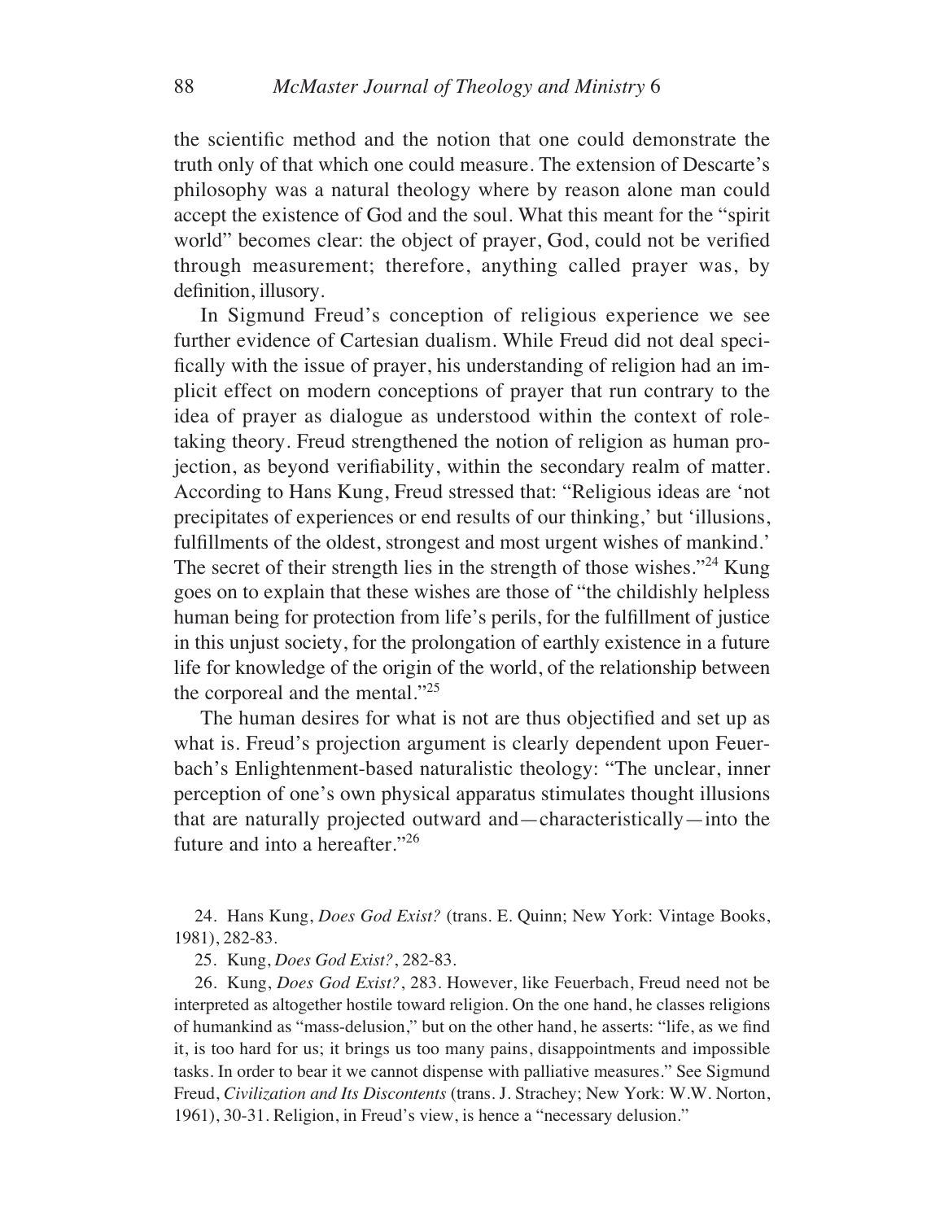the scientific method and the notion that one could demonstrate the truth only of that which one could measure. The extension of Descarte's philosophy was a natural theology where by reason alone man could accept the existence of God and the soul. What this meant for the "spirit world" becomes clear: the object of prayer, God, could not be verified through measurement; therefore, anything called prayer was, by definition, illusory.

In Sigmund Freud's conception of religious experience we see further evidence of Cartesian dualism. While Freud did not deal specifically with the issue of prayer, his understanding of religion had an implicit effect on modern conceptions of prayer that run contrary to the idea of prayer as dialogue as understood within the context of role-taking theory. Freud strengthened the notion of religion as human projection, as beyond verifiability, within the secondary realm of matter. According to Hans Kung, Freud stressed that: "Religious ideas are 'not precipitates of experiences or end results of our thinking,' but 'illusions, fulfillments of the oldest, strongest and most urgent wishes of mankind.' The secret of their strength lies in the strength of those wishes."[24] Kung goes on to explain that these wishes are those of "the childishly helpless human being for protection from life's perils, for the fulfillment of justice in this unjust society, for the prolongation of earthly existence in a future life for knowledge of the origin of the world, of the relationship between the corporeal and the mental."[25]

The human desires for what is not are thus objectified and set up as what is. Freud's projection argument is clearly dependent upon Feuerbach's Enlightenment-based naturalistic theology: "The unclear, inner perception of one's own physical apparatus stimulates thought illusions that are naturally projected outward and—characteristically—into the future and into a hereafter."[26]

24. Hans Kung, *Does God Exist?* (trans. E. Quinn; New York: Vintage Books, 1981), 282-83.

25. Kung, *Does God Exist?*, 282-83.

26. Kung, *Does God Exist?*, 283. However, like Feuerbach, Freud need not be interpreted as altogether hostile toward religion. On the one hand, he classes religions of humankind as "mass-delusion," but on the other hand, he asserts: "life, as we find it, is too hard for us; it brings us too many pains, disappointments and impossible tasks. In order to bear it we cannot dispense with palliative measures." See Sigmund Freud, *Civilization and Its Discontents* (trans. J. Strachey; New York: W.W. Norton, 1961), 30-31. Religion, in Freud's view, is hence a "necessary delusion."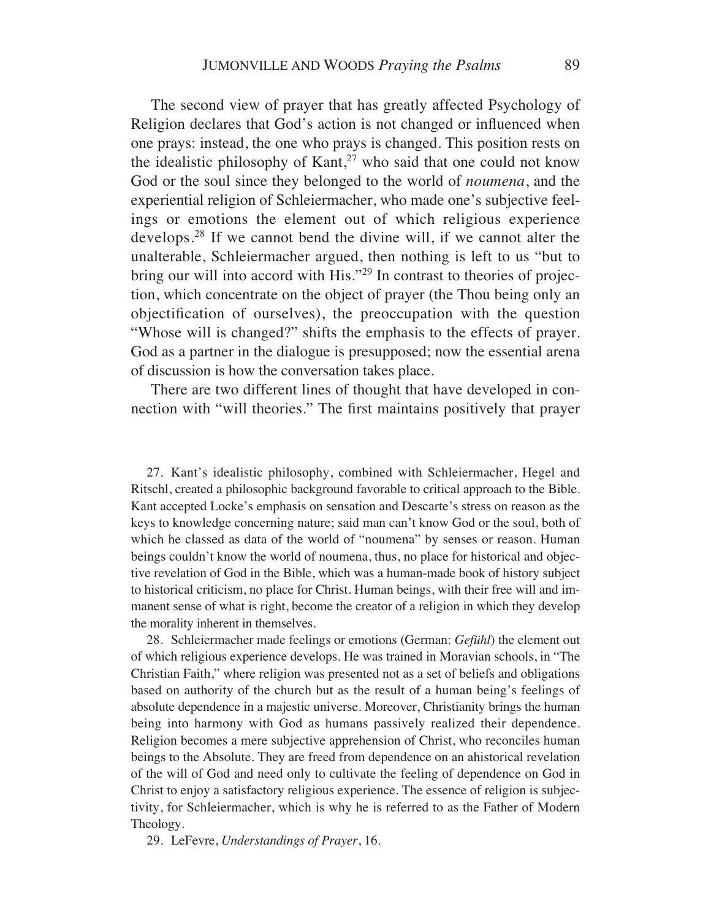The second view of prayer that has greatly affected Psychology of Religion declares that God's action is not changed or influenced when one prays: instead, the one who prays is changed. This position rests on the idealistic philosophy of Kant,[27] who said that one could not know God or the soul since they belonged to the world of *noumena*, and the experiential religion of Schleiermacher, who made one's subjective feelings or emotions the element out of which religious experience develops.[28] If we cannot bend the divine will, if we cannot alter the unalterable, Schleiermacher argued, then nothing is left to us "but to bring our will into accord with His."[29] In contrast to theories of projection, which concentrate on the object of prayer (the Thou being only an objectification of ourselves), the preoccupation with the question "Whose will is changed?" shifts the emphasis to the effects of prayer. God as a partner in the dialogue is presupposed; now the essential arena of discussion is how the conversation takes place.

There are two different lines of thought that have developed in connection with "will theories." The first maintains positively that prayer

27. Kant's idealistic philosophy, combined with Schleiermacher, Hegel and Ritschl, created a philosophic background favorable to critical approach to the Bible. Kant accepted Locke's emphasis on sensation and Descarte's stress on reason as the keys to knowledge concerning nature; said man can't know God or the soul, both of which he classed as data of the world of "noumena" by senses or reason. Human beings couldn't know the world of noumena, thus, no place for historical and objective revelation of God in the Bible, which was a human-made book of history subject to historical criticism, no place for Christ. Human beings, with their free will and immanent sense of what is right, become the creator of a religion in which they develop the morality inherent in themselves.

28. Schleiermacher made feelings or emotions (German: *Gefühl*) the element out of which religious experience develops. He was trained in Moravian schools, in "The Christian Faith," where religion was presented not as a set of beliefs and obligations based on authority of the church but as the result of a human being's feelings of absolute dependence in a majestic universe. Moreover, Christianity brings the human being into harmony with God as humans passively realized their dependence. Religion becomes a mere subjective apprehension of Christ, who reconciles human beings to the Absolute. They are freed from dependence on an ahistorical revelation of the will of God and need only to cultivate the feeling of dependence on God in Christ to enjoy a satisfactory religious experience. The essence of religion is subjectivity, for Schleiermacher, which is why he is referred to as the Father of Modern Theology.

29. LeFevre, *Understandings of Prayer*, 16.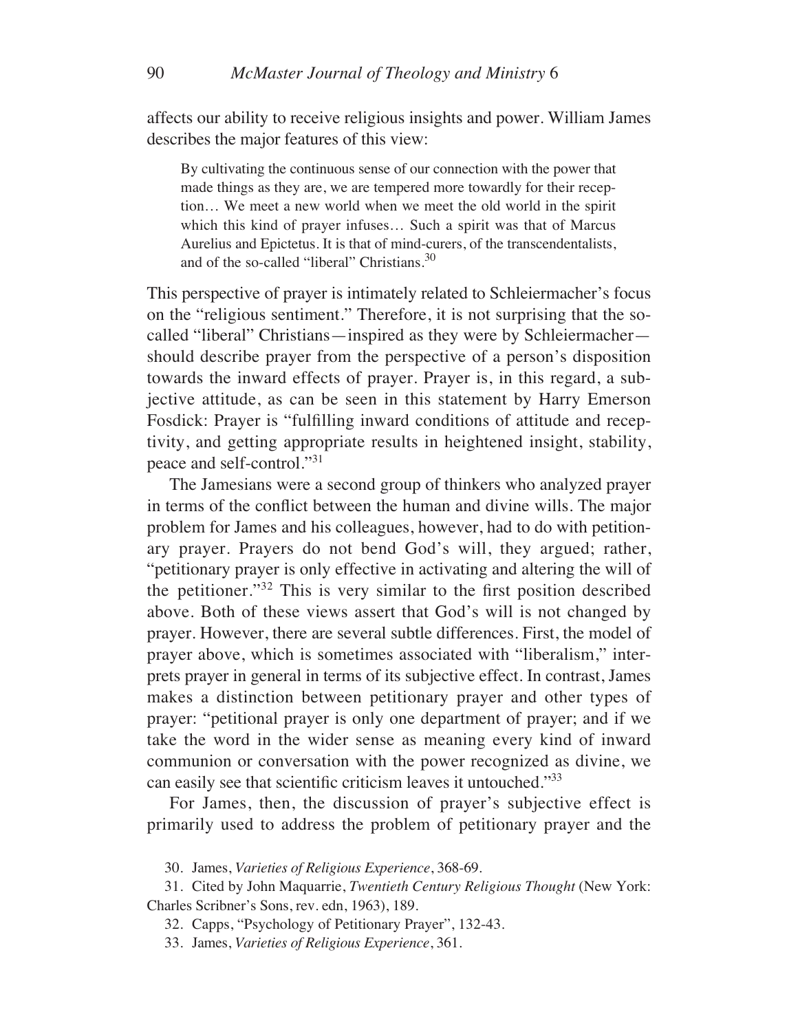affects our ability to receive religious insights and power. William James describes the major features of this view:

> By cultivating the continuous sense of our connection with the power that made things as they are, we are tempered more towardly for their reception… We meet a new world when we meet the old world in the spirit which this kind of prayer infuses… Such a spirit was that of Marcus Aurelius and Epictetus. It is that of mind-curers, of the transcendentalists, and of the so-called "liberal" Christians.[30]

This perspective of prayer is intimately related to Schleiermacher's focus on the "religious sentiment." Therefore, it is not surprising that the so-called "liberal" Christians—inspired as they were by Schleiermacher—should describe prayer from the perspective of a person's disposition towards the inward effects of prayer. Prayer is, in this regard, a subjective attitude, as can be seen in this statement by Harry Emerson Fosdick: Prayer is "fulfilling inward conditions of attitude and receptivity, and getting appropriate results in heightened insight, stability, peace and self-control."[31]

The Jamesians were a second group of thinkers who analyzed prayer in terms of the conflict between the human and divine wills. The major problem for James and his colleagues, however, had to do with petitionary prayer. Prayers do not bend God's will, they argued; rather, "petitionary prayer is only effective in activating and altering the will of the petitioner."[32] This is very similar to the first position described above. Both of these views assert that God's will is not changed by prayer. However, there are several subtle differences. First, the model of prayer above, which is sometimes associated with "liberalism," interprets prayer in general in terms of its subjective effect. In contrast, James makes a distinction between petitionary prayer and other types of prayer: "petitional prayer is only one department of prayer; and if we take the word in the wider sense as meaning every kind of inward communion or conversation with the power recognized as divine, we can easily see that scientific criticism leaves it untouched."[33]

For James, then, the discussion of prayer's subjective effect is primarily used to address the problem of petitionary prayer and the

30. James, *Varieties of Religious Experience*, 368-69.

31. Cited by John Maquarrie, *Twentieth Century Religious Thought* (New York: Charles Scribner's Sons, rev. edn, 1963), 189.

32. Capps, "Psychology of Petitionary Prayer", 132-43.

33. James, *Varieties of Religious Experience*, 361.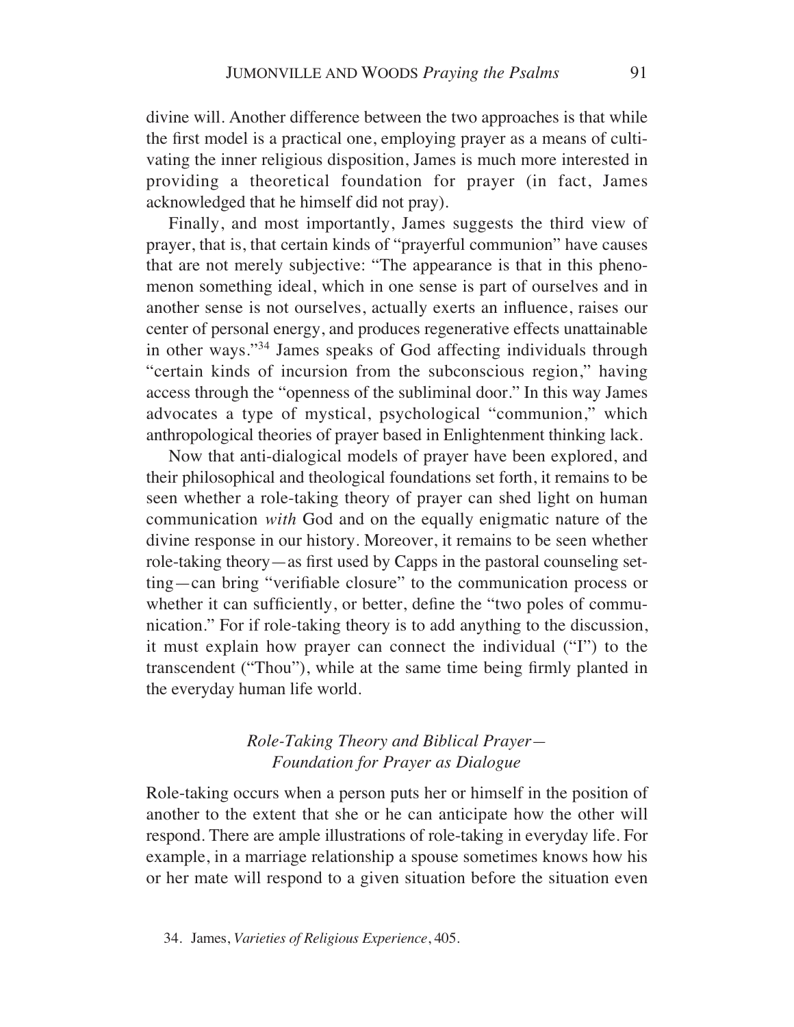divine will. Another difference between the two approaches is that while the first model is a practical one, employing prayer as a means of cultivating the inner religious disposition, James is much more interested in providing a theoretical foundation for prayer (in fact, James acknowledged that he himself did not pray).

Finally, and most importantly, James suggests the third view of prayer, that is, that certain kinds of "prayerful communion" have causes that are not merely subjective: "The appearance is that in this phenomenon something ideal, which in one sense is part of ourselves and in another sense is not ourselves, actually exerts an influence, raises our center of personal energy, and produces regenerative effects unattainable in other ways."[34] James speaks of God affecting individuals through "certain kinds of incursion from the subconscious region," having access through the "openness of the subliminal door." In this way James advocates a type of mystical, psychological "communion," which anthropological theories of prayer based in Enlightenment thinking lack.

Now that anti-dialogical models of prayer have been explored, and their philosophical and theological foundations set forth, it remains to be seen whether a role-taking theory of prayer can shed light on human communication *with* God and on the equally enigmatic nature of the divine response in our history. Moreover, it remains to be seen whether role-taking theory—as first used by Capps in the pastoral counseling setting—can bring "verifiable closure" to the communication process or whether it can sufficiently, or better, define the "two poles of communication." For if role-taking theory is to add anything to the discussion, it must explain how prayer can connect the individual ("I") to the transcendent ("Thou"), while at the same time being firmly planted in the everyday human life world.

### *Role-Taking Theory and Biblical Prayer—Foundation for Prayer as Dialogue*

Role-taking occurs when a person puts her or himself in the position of another to the extent that she or he can anticipate how the other will respond. There are ample illustrations of role-taking in everyday life. For example, in a marriage relationship a spouse sometimes knows how his or her mate will respond to a given situation before the situation even

34. James, *Varieties of Religious Experience*, 405.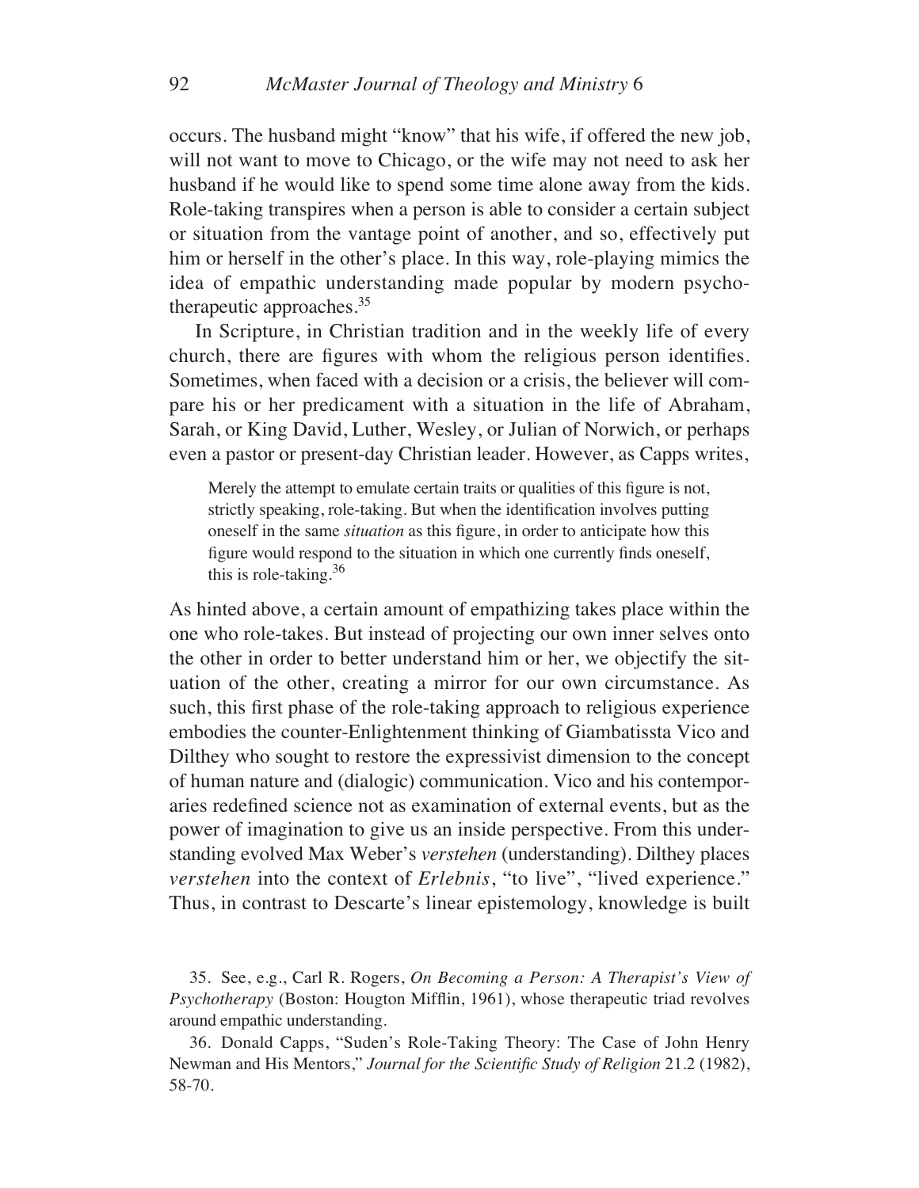occurs. The husband might "know" that his wife, if offered the new job, will not want to move to Chicago, or the wife may not need to ask her husband if he would like to spend some time alone away from the kids. Role-taking transpires when a person is able to consider a certain subject or situation from the vantage point of another, and so, effectively put him or herself in the other's place. In this way, role-playing mimics the idea of empathic understanding made popular by modern psychotherapeutic approaches.[35]

In Scripture, in Christian tradition and in the weekly life of every church, there are figures with whom the religious person identifies. Sometimes, when faced with a decision or a crisis, the believer will compare his or her predicament with a situation in the life of Abraham, Sarah, or King David, Luther, Wesley, or Julian of Norwich, or perhaps even a pastor or present-day Christian leader. However, as Capps writes,

> Merely the attempt to emulate certain traits or qualities of this figure is not, strictly speaking, role-taking. But when the identification involves putting oneself in the same *situation* as this figure, in order to anticipate how this figure would respond to the situation in which one currently finds oneself, this is role-taking.[36]

As hinted above, a certain amount of empathizing takes place within the one who role-takes. But instead of projecting our own inner selves onto the other in order to better understand him or her, we objectify the situation of the other, creating a mirror for our own circumstance. As such, this first phase of the role-taking approach to religious experience embodies the counter-Enlightenment thinking of Giambatissta Vico and Dilthey who sought to restore the expressivist dimension to the concept of human nature and (dialogic) communication. Vico and his contemporaries redefined science not as examination of external events, but as the power of imagination to give us an inside perspective. From this understanding evolved Max Weber's *verstehen* (understanding). Dilthey places *verstehen* into the context of *Erlebnis*, "to live", "lived experience." Thus, in contrast to Descarte's linear epistemology, knowledge is built

35. See, e.g., Carl R. Rogers, *On Becoming a Person: A Therapist's View of Psychotherapy* (Boston: Hougton Mifflin, 1961), whose therapeutic triad revolves around empathic understanding.

36. Donald Capps, "Suden's Role-Taking Theory: The Case of John Henry Newman and His Mentors," *Journal for the Scientific Study of Religion* 21.2 (1982), 58-70.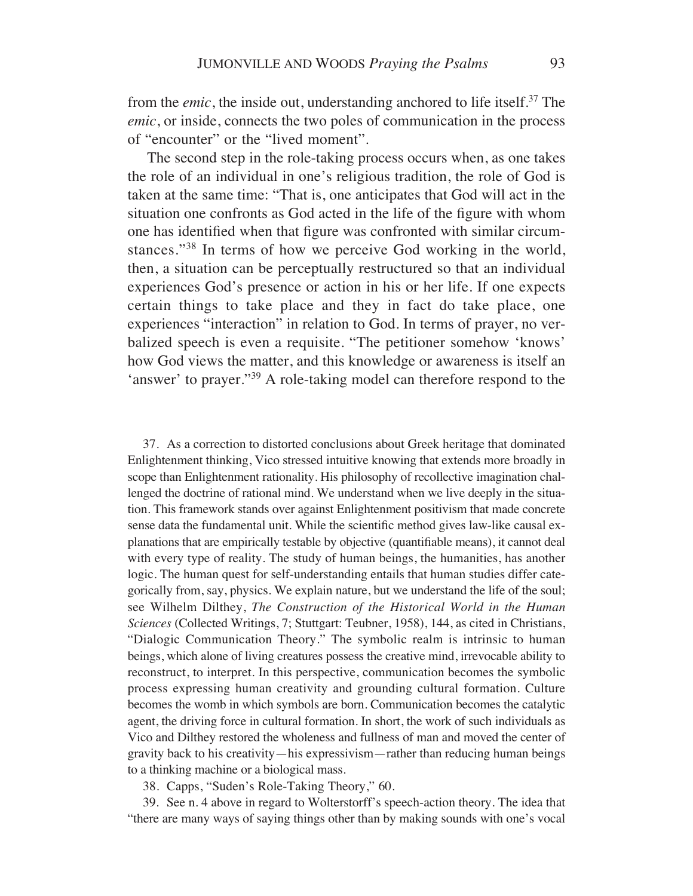from the *emic*, the inside out, understanding anchored to life itself.[37] The *emic*, or inside, connects the two poles of communication in the process of "encounter" or the "lived moment".

The second step in the role-taking process occurs when, as one takes the role of an individual in one's religious tradition, the role of God is taken at the same time: "That is, one anticipates that God will act in the situation one confronts as God acted in the life of the figure with whom one has identified when that figure was confronted with similar circumstances."[38] In terms of how we perceive God working in the world, then, a situation can be perceptually restructured so that an individual experiences God's presence or action in his or her life. If one expects certain things to take place and they in fact do take place, one experiences "interaction" in relation to God. In terms of prayer, no verbalized speech is even a requisite. "The petitioner somehow 'knows' how God views the matter, and this knowledge or awareness is itself an 'answer' to prayer."[39] A role-taking model can therefore respond to the

37. As a correction to distorted conclusions about Greek heritage that dominated Enlightenment thinking, Vico stressed intuitive knowing that extends more broadly in scope than Enlightenment rationality. His philosophy of recollective imagination challenged the doctrine of rational mind. We understand when we live deeply in the situation. This framework stands over against Enlightenment positivism that made concrete sense data the fundamental unit. While the scientific method gives law-like causal explanations that are empirically testable by objective (quantifiable means), it cannot deal with every type of reality. The study of human beings, the humanities, has another logic. The human quest for self-understanding entails that human studies differ categorically from, say, physics. We explain nature, but we understand the life of the soul; see Wilhelm Dilthey, *The Construction of the Historical World in the Human Sciences* (Collected Writings, 7; Stuttgart: Teubner, 1958), 144, as cited in Christians, "Dialogic Communication Theory." The symbolic realm is intrinsic to human beings, which alone of living creatures possess the creative mind, irrevocable ability to reconstruct, to interpret. In this perspective, communication becomes the symbolic process expressing human creativity and grounding cultural formation. Culture becomes the womb in which symbols are born. Communication becomes the catalytic agent, the driving force in cultural formation. In short, the work of such individuals as Vico and Dilthey restored the wholeness and fullness of man and moved the center of gravity back to his creativity—his expressivism—rather than reducing human beings to a thinking machine or a biological mass.

38. Capps, "Suden's Role-Taking Theory," 60.

39. See n. 4 above in regard to Wolterstorff's speech-action theory. The idea that "there are many ways of saying things other than by making sounds with one's vocal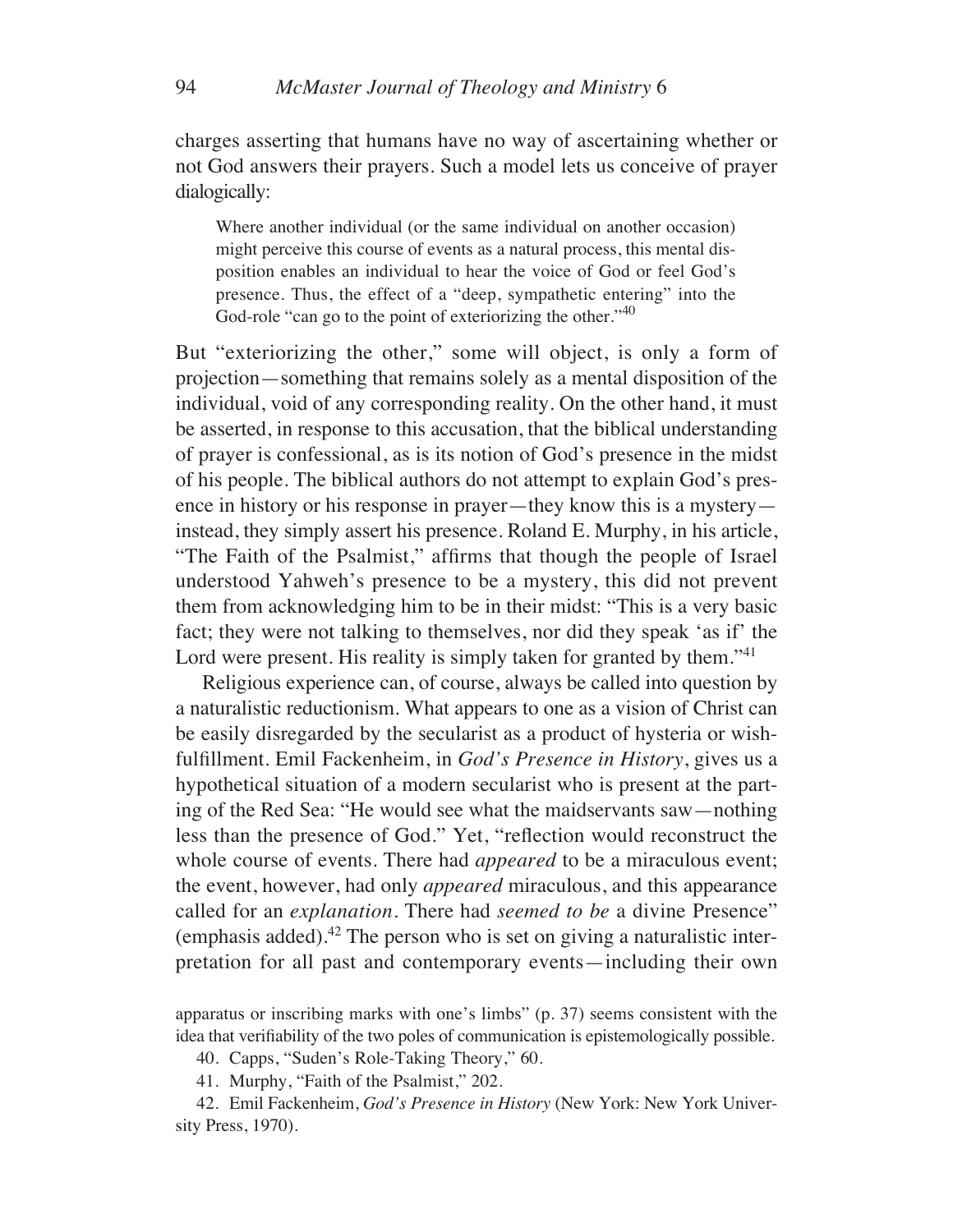charges asserting that humans have no way of ascertaining whether or not God answers their prayers. Such a model lets us conceive of prayer dialogically:

> Where another individual (or the same individual on another occasion) might perceive this course of events as a natural process, this mental disposition enables an individual to hear the voice of God or feel God's presence. Thus, the effect of a "deep, sympathetic entering" into the God-role "can go to the point of exteriorizing the other."[40]

But "exteriorizing the other," some will object, is only a form of projection—something that remains solely as a mental disposition of the individual, void of any corresponding reality. On the other hand, it must be asserted, in response to this accusation, that the biblical understanding of prayer is confessional, as is its notion of God's presence in the midst of his people. The biblical authors do not attempt to explain God's presence in history or his response in prayer—they know this is a mystery—instead, they simply assert his presence. Roland E. Murphy, in his article, "The Faith of the Psalmist," affirms that though the people of Israel understood Yahweh's presence to be a mystery, this did not prevent them from acknowledging him to be in their midst: "This is a very basic fact; they were not talking to themselves, nor did they speak 'as if' the Lord were present. His reality is simply taken for granted by them."[41]

Religious experience can, of course, always be called into question by a naturalistic reductionism. What appears to one as a vision of Christ can be easily disregarded by the secularist as a product of hysteria or wish-fulfillment. Emil Fackenheim, in *God's Presence in History*, gives us a hypothetical situation of a modern secularist who is present at the parting of the Red Sea: "He would see what the maidservants saw—nothing less than the presence of God." Yet, "reflection would reconstruct the whole course of events. There had *appeared* to be a miraculous event; the event, however, had only *appeared* miraculous, and this appearance called for an *explanation*. There had *seemed to be* a divine Presence" (emphasis added).[42] The person who is set on giving a naturalistic interpretation for all past and contemporary events—including their own

apparatus or inscribing marks with one's limbs" (p. 37) seems consistent with the idea that verifiability of the two poles of communication is epistemologically possible.

40. Capps, "Suden's Role-Taking Theory," 60.

41. Murphy, "Faith of the Psalmist," 202.

42. Emil Fackenheim, *God's Presence in History* (New York: New York University Press, 1970).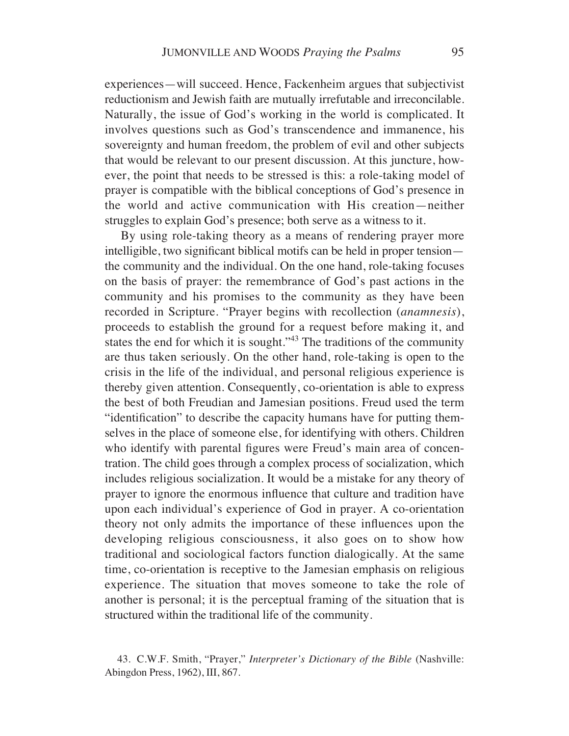experiences—will succeed. Hence, Fackenheim argues that subjectivist reductionism and Jewish faith are mutually irrefutable and irreconcilable. Naturally, the issue of God's working in the world is complicated. It involves questions such as God's transcendence and immanence, his sovereignty and human freedom, the problem of evil and other subjects that would be relevant to our present discussion. At this juncture, however, the point that needs to be stressed is this: a role-taking model of prayer is compatible with the biblical conceptions of God's presence in the world and active communication with His creation—neither struggles to explain God's presence; both serve as a witness to it.

By using role-taking theory as a means of rendering prayer more intelligible, two significant biblical motifs can be held in proper tension—the community and the individual. On the one hand, role-taking focuses on the basis of prayer: the remembrance of God's past actions in the community and his promises to the community as they have been recorded in Scripture. "Prayer begins with recollection (*anamnesis*), proceeds to establish the ground for a request before making it, and states the end for which it is sought."[43] The traditions of the community are thus taken seriously. On the other hand, role-taking is open to the crisis in the life of the individual, and personal religious experience is thereby given attention. Consequently, co-orientation is able to express the best of both Freudian and Jamesian positions. Freud used the term "identification" to describe the capacity humans have for putting themselves in the place of someone else, for identifying with others. Children who identify with parental figures were Freud's main area of concentration. The child goes through a complex process of socialization, which includes religious socialization. It would be a mistake for any theory of prayer to ignore the enormous influence that culture and tradition have upon each individual's experience of God in prayer. A co-orientation theory not only admits the importance of these influences upon the developing religious consciousness, it also goes on to show how traditional and sociological factors function dialogically. At the same time, co-orientation is receptive to the Jamesian emphasis on religious experience. The situation that moves someone to take the role of another is personal; it is the perceptual framing of the situation that is structured within the traditional life of the community.

43. C.W.F. Smith, "Prayer," *Interpreter's Dictionary of the Bible* (Nashville: Abingdon Press, 1962), III, 867.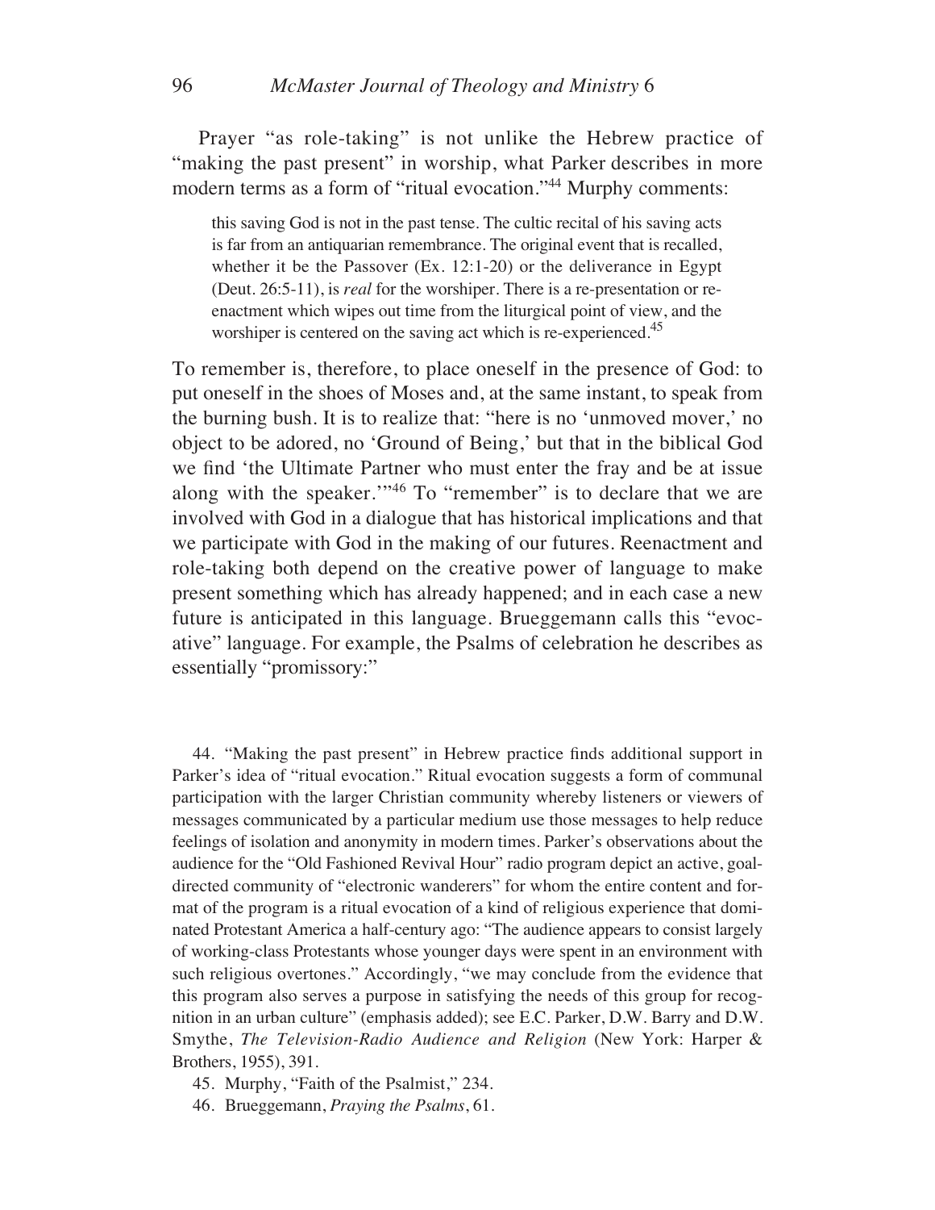Prayer "as role-taking" is not unlike the Hebrew practice of "making the past present" in worship, what Parker describes in more modern terms as a form of "ritual evocation."[44] Murphy comments:

> this saving God is not in the past tense. The cultic recital of his saving acts is far from an antiquarian remembrance. The original event that is recalled, whether it be the Passover (Ex. 12:1-20) or the deliverance in Egypt (Deut. 26:5-11), is *real* for the worshiper. There is a re-presentation or re-enactment which wipes out time from the liturgical point of view, and the worshiper is centered on the saving act which is re-experienced.[45]

To remember is, therefore, to place oneself in the presence of God: to put oneself in the shoes of Moses and, at the same instant, to speak from the burning bush. It is to realize that: "here is no 'unmoved mover,' no object to be adored, no 'Ground of Being,' but that in the biblical God we find 'the Ultimate Partner who must enter the fray and be at issue along with the speaker.'"[46] To "remember" is to declare that we are involved with God in a dialogue that has historical implications and that we participate with God in the making of our futures. Reenactment and role-taking both depend on the creative power of language to make present something which has already happened; and in each case a new future is anticipated in this language. Brueggemann calls this "evocative" language. For example, the Psalms of celebration he describes as essentially "promissory:"

44. "Making the past present" in Hebrew practice finds additional support in Parker's idea of "ritual evocation." Ritual evocation suggests a form of communal participation with the larger Christian community whereby listeners or viewers of messages communicated by a particular medium use those messages to help reduce feelings of isolation and anonymity in modern times. Parker's observations about the audience for the "Old Fashioned Revival Hour" radio program depict an active, goal-directed community of "electronic wanderers" for whom the entire content and format of the program is a ritual evocation of a kind of religious experience that dominated Protestant America a half-century ago: "The audience appears to consist largely of working-class Protestants whose younger days were spent in an environment with such religious overtones." Accordingly, "we may conclude from the evidence that this program also serves a purpose in satisfying the needs of this group for recognition in an urban culture" (emphasis added); see E.C. Parker, D.W. Barry and D.W. Smythe, *The Television-Radio Audience and Religion* (New York: Harper & Brothers, 1955), 391.

45. Murphy, "Faith of the Psalmist," 234.

46. Brueggemann, *Praying the Psalms*, 61.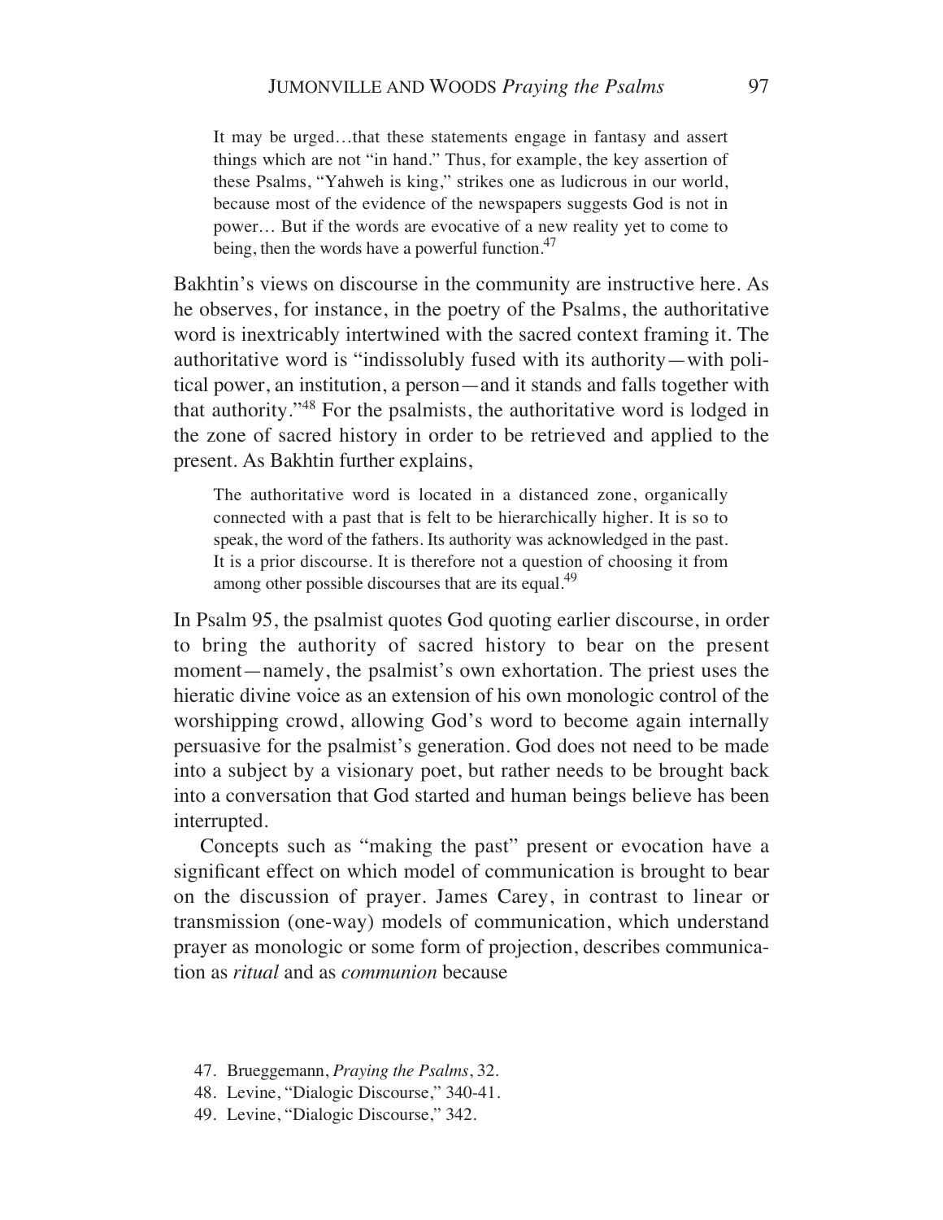> It may be urged…that these statements engage in fantasy and assert things which are not "in hand." Thus, for example, the key assertion of these Psalms, "Yahweh is king," strikes one as ludicrous in our world, because most of the evidence of the newspapers suggests God is not in power… But if the words are evocative of a new reality yet to come to being, then the words have a powerful function.[47]

Bakhtin's views on discourse in the community are instructive here. As he observes, for instance, in the poetry of the Psalms, the authoritative word is inextricably intertwined with the sacred context framing it. The authoritative word is "indissolubly fused with its authority—with political power, an institution, a person—and it stands and falls together with that authority."[48] For the psalmists, the authoritative word is lodged in the zone of sacred history in order to be retrieved and applied to the present. As Bakhtin further explains,

> The authoritative word is located in a distanced zone, organically connected with a past that is felt to be hierarchically higher. It is so to speak, the word of the fathers. Its authority was acknowledged in the past. It is a prior discourse. It is therefore not a question of choosing it from among other possible discourses that are its equal.[49]

In Psalm 95, the psalmist quotes God quoting earlier discourse, in order to bring the authority of sacred history to bear on the present moment—namely, the psalmist's own exhortation. The priest uses the hieratic divine voice as an extension of his own monologic control of the worshipping crowd, allowing God's word to become again internally persuasive for the psalmist's generation. God does not need to be made into a subject by a visionary poet, but rather needs to be brought back into a conversation that God started and human beings believe has been interrupted.

Concepts such as "making the past" present or evocation have a significant effect on which model of communication is brought to bear on the discussion of prayer. James Carey, in contrast to linear or transmission (one-way) models of communication, which understand prayer as monologic or some form of projection, describes communication as *ritual* and as *communion* because

47. Brueggemann, *Praying the Psalms*, 32.
48. Levine, "Dialogic Discourse," 340-41.
49. Levine, "Dialogic Discourse," 342.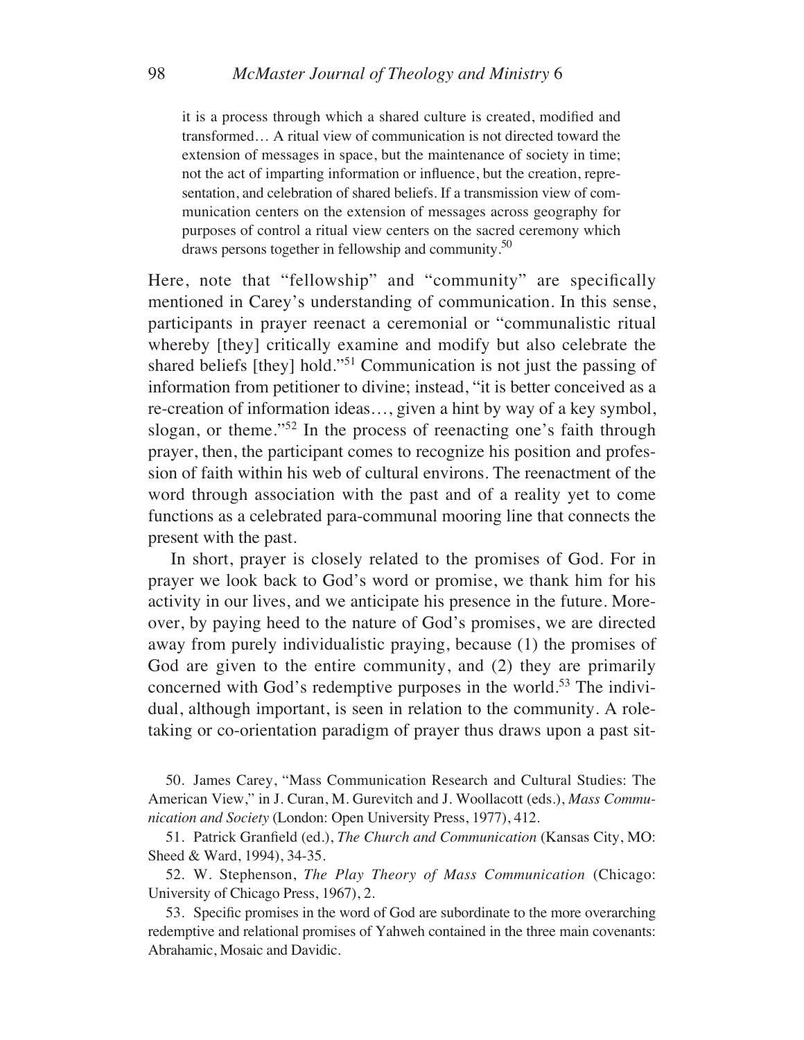> it is a process through which a shared culture is created, modified and transformed… A ritual view of communication is not directed toward the extension of messages in space, but the maintenance of society in time; not the act of imparting information or influence, but the creation, representation, and celebration of shared beliefs. If a transmission view of communication centers on the extension of messages across geography for purposes of control a ritual view centers on the sacred ceremony which draws persons together in fellowship and community.[50]

Here, note that "fellowship" and "community" are specifically mentioned in Carey's understanding of communication. In this sense, participants in prayer reenact a ceremonial or "communalistic ritual whereby [they] critically examine and modify but also celebrate the shared beliefs [they] hold."[51] Communication is not just the passing of information from petitioner to divine; instead, "it is better conceived as a re-creation of information ideas…, given a hint by way of a key symbol, slogan, or theme."[52] In the process of reenacting one's faith through prayer, then, the participant comes to recognize his position and profession of faith within his web of cultural environs. The reenactment of the word through association with the past and of a reality yet to come functions as a celebrated para-communal mooring line that connects the present with the past.

In short, prayer is closely related to the promises of God. For in prayer we look back to God's word or promise, we thank him for his activity in our lives, and we anticipate his presence in the future. Moreover, by paying heed to the nature of God's promises, we are directed away from purely individualistic praying, because (1) the promises of God are given to the entire community, and (2) they are primarily concerned with God's redemptive purposes in the world.[53] The individual, although important, is seen in relation to the community. A role-taking or co-orientation paradigm of prayer thus draws upon a past sit-

50. James Carey, "Mass Communication Research and Cultural Studies: The American View," in J. Curan, M. Gurevitch and J. Woollacott (eds.), *Mass Communication and Society* (London: Open University Press, 1977), 412.

51. Patrick Granfield (ed.), *The Church and Communication* (Kansas City, MO: Sheed & Ward, 1994), 34-35.

52. W. Stephenson, *The Play Theory of Mass Communication* (Chicago: University of Chicago Press, 1967), 2.

53. Specific promises in the word of God are subordinate to the more overarching redemptive and relational promises of Yahweh contained in the three main covenants: Abrahamic, Mosaic and Davidic.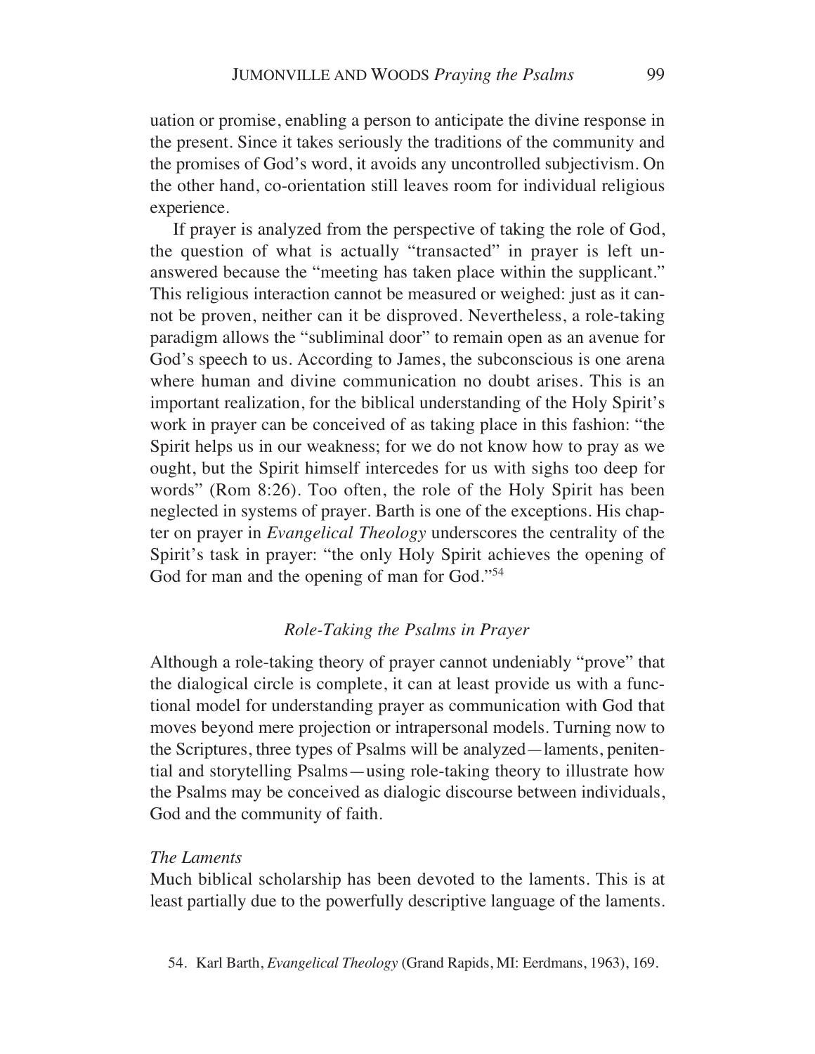uation or promise, enabling a person to anticipate the divine response in the present. Since it takes seriously the traditions of the community and the promises of God's word, it avoids any uncontrolled subjectivism. On the other hand, co-orientation still leaves room for individual religious experience.

If prayer is analyzed from the perspective of taking the role of God, the question of what is actually "transacted" in prayer is left unanswered because the "meeting has taken place within the supplicant." This religious interaction cannot be measured or weighed: just as it cannot be proven, neither can it be disproved. Nevertheless, a role-taking paradigm allows the "subliminal door" to remain open as an avenue for God's speech to us. According to James, the subconscious is one arena where human and divine communication no doubt arises. This is an important realization, for the biblical understanding of the Holy Spirit's work in prayer can be conceived of as taking place in this fashion: "the Spirit helps us in our weakness; for we do not know how to pray as we ought, but the Spirit himself intercedes for us with sighs too deep for words" (Rom 8:26). Too often, the role of the Holy Spirit has been neglected in systems of prayer. Barth is one of the exceptions. His chapter on prayer in *Evangelical Theology* underscores the centrality of the Spirit's task in prayer: "the only Holy Spirit achieves the opening of God for man and the opening of man for God."[54]

### *Role-Taking the Psalms in Prayer*

Although a role-taking theory of prayer cannot undeniably "prove" that the dialogical circle is complete, it can at least provide us with a functional model for understanding prayer as communication with God that moves beyond mere projection or intrapersonal models. Turning now to the Scriptures, three types of Psalms will be analyzed—laments, penitential and storytelling Psalms—using role-taking theory to illustrate how the Psalms may be conceived as dialogic discourse between individuals, God and the community of faith.

#### *The Laments*

Much biblical scholarship has been devoted to the laments. This is at least partially due to the powerfully descriptive language of the laments.

54. Karl Barth, *Evangelical Theology* (Grand Rapids, MI: Eerdmans, 1963), 169.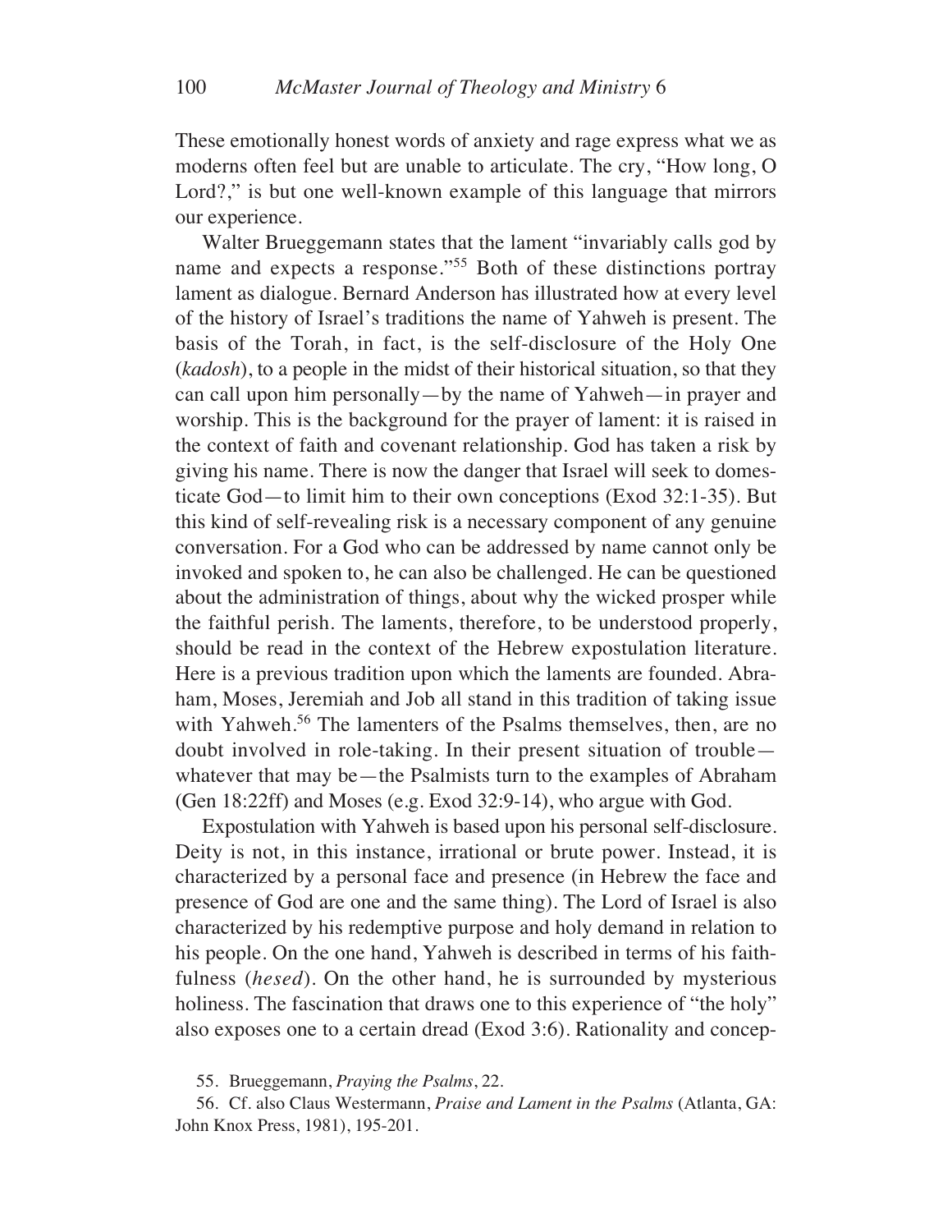These emotionally honest words of anxiety and rage express what we as moderns often feel but are unable to articulate. The cry, "How long, O Lord?," is but one well-known example of this language that mirrors our experience.

Walter Brueggemann states that the lament "invariably calls god by name and expects a response."[55] Both of these distinctions portray lament as dialogue. Bernard Anderson has illustrated how at every level of the history of Israel's traditions the name of Yahweh is present. The basis of the Torah, in fact, is the self-disclosure of the Holy One (*kadosh*), to a people in the midst of their historical situation, so that they can call upon him personally—by the name of Yahweh—in prayer and worship. This is the background for the prayer of lament: it is raised in the context of faith and covenant relationship. God has taken a risk by giving his name. There is now the danger that Israel will seek to domesticate God—to limit him to their own conceptions (Exod 32:1-35). But this kind of self-revealing risk is a necessary component of any genuine conversation. For a God who can be addressed by name cannot only be invoked and spoken to, he can also be challenged. He can be questioned about the administration of things, about why the wicked prosper while the faithful perish. The laments, therefore, to be understood properly, should be read in the context of the Hebrew expostulation literature. Here is a previous tradition upon which the laments are founded. Abraham, Moses, Jeremiah and Job all stand in this tradition of taking issue with Yahweh.[56] The lamenters of the Psalms themselves, then, are no doubt involved in role-taking. In their present situation of trouble—whatever that may be—the Psalmists turn to the examples of Abraham (Gen 18:22ff) and Moses (e.g. Exod 32:9-14), who argue with God.

Expostulation with Yahweh is based upon his personal self-disclosure. Deity is not, in this instance, irrational or brute power. Instead, it is characterized by a personal face and presence (in Hebrew the face and presence of God are one and the same thing). The Lord of Israel is also characterized by his redemptive purpose and holy demand in relation to his people. On the one hand, Yahweh is described in terms of his faithfulness (*hesed*). On the other hand, he is surrounded by mysterious holiness. The fascination that draws one to this experience of "the holy" also exposes one to a certain dread (Exod 3:6). Rationality and concep-

55. Brueggemann, *Praying the Psalms*, 22.

56. Cf. also Claus Westermann, *Praise and Lament in the Psalms* (Atlanta, GA: John Knox Press, 1981), 195-201.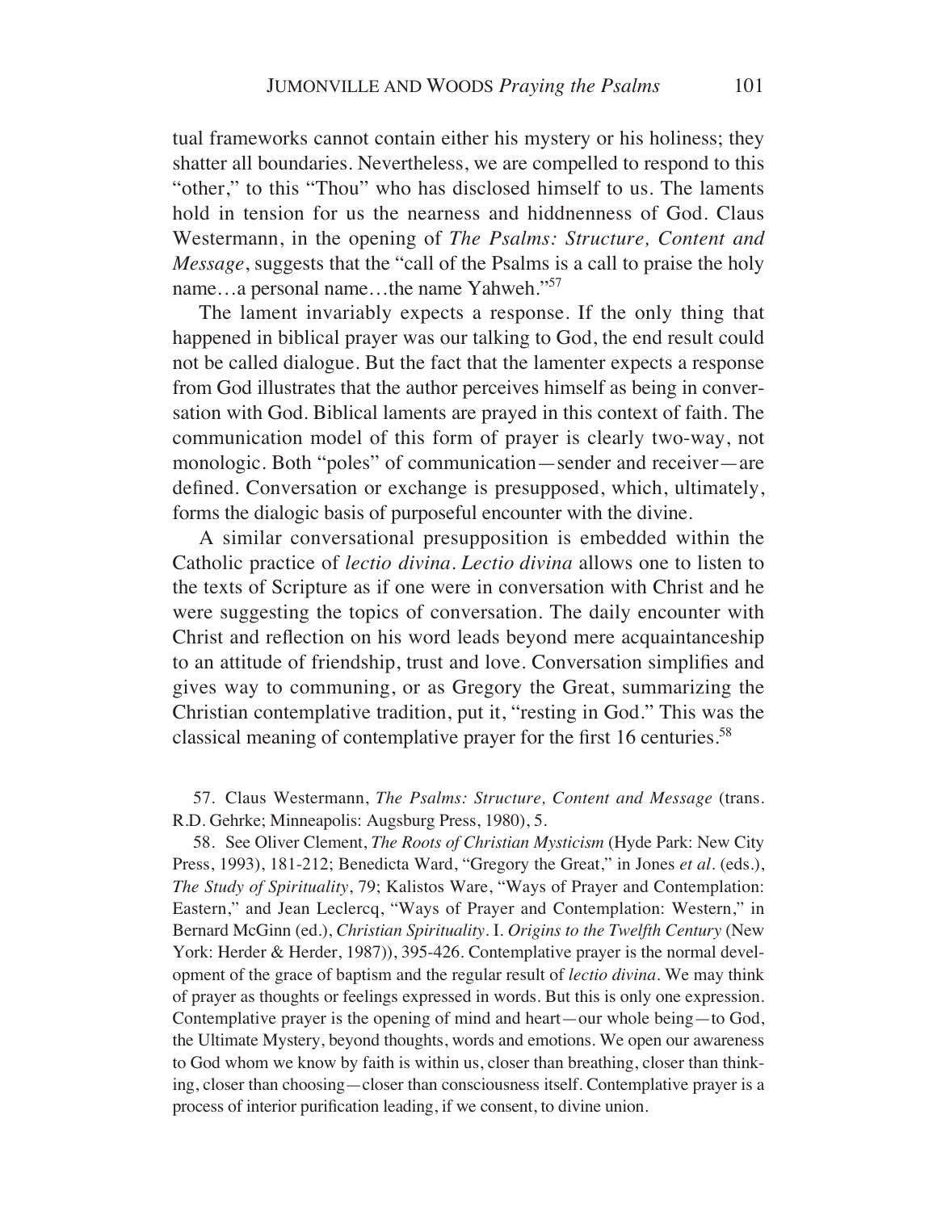tual frameworks cannot contain either his mystery or his holiness; they shatter all boundaries. Nevertheless, we are compelled to respond to this "other," to this "Thou" who has disclosed himself to us. The laments hold in tension for us the nearness and hiddnenness of God. Claus Westermann, in the opening of *The Psalms: Structure, Content and Message*, suggests that the "call of the Psalms is a call to praise the holy name…a personal name…the name Yahweh."[57]

The lament invariably expects a response. If the only thing that happened in biblical prayer was our talking to God, the end result could not be called dialogue. But the fact that the lamenter expects a response from God illustrates that the author perceives himself as being in conversation with God. Biblical laments are prayed in this context of faith. The communication model of this form of prayer is clearly two-way, not monologic. Both "poles" of communication—sender and receiver—are defined. Conversation or exchange is presupposed, which, ultimately, forms the dialogic basis of purposeful encounter with the divine.

A similar conversational presupposition is embedded within the Catholic practice of *lectio divina*. *Lectio divina* allows one to listen to the texts of Scripture as if one were in conversation with Christ and he were suggesting the topics of conversation. The daily encounter with Christ and reflection on his word leads beyond mere acquaintanceship to an attitude of friendship, trust and love. Conversation simplifies and gives way to communing, or as Gregory the Great, summarizing the Christian contemplative tradition, put it, "resting in God." This was the classical meaning of contemplative prayer for the first 16 centuries.[58]

57. Claus Westermann, *The Psalms: Structure, Content and Message* (trans. R.D. Gehrke; Minneapolis: Augsburg Press, 1980), 5.

58. See Oliver Clement, *The Roots of Christian Mysticism* (Hyde Park: New City Press, 1993), 181-212; Benedicta Ward, "Gregory the Great," in Jones *et al.* (eds.), *The Study of Spirituality*, 79; Kalistos Ware, "Ways of Prayer and Contemplation: Eastern," and Jean Leclercq, "Ways of Prayer and Contemplation: Western," in Bernard McGinn (ed.), *Christian Spirituality*. I. *Origins to the Twelfth Century* (New York: Herder & Herder, 1987)), 395-426. Contemplative prayer is the normal development of the grace of baptism and the regular result of *lectio divina*. We may think of prayer as thoughts or feelings expressed in words. But this is only one expression. Contemplative prayer is the opening of mind and heart—our whole being—to God, the Ultimate Mystery, beyond thoughts, words and emotions. We open our awareness to God whom we know by faith is within us, closer than breathing, closer than thinking, closer than choosing—closer than consciousness itself. Contemplative prayer is a process of interior purification leading, if we consent, to divine union.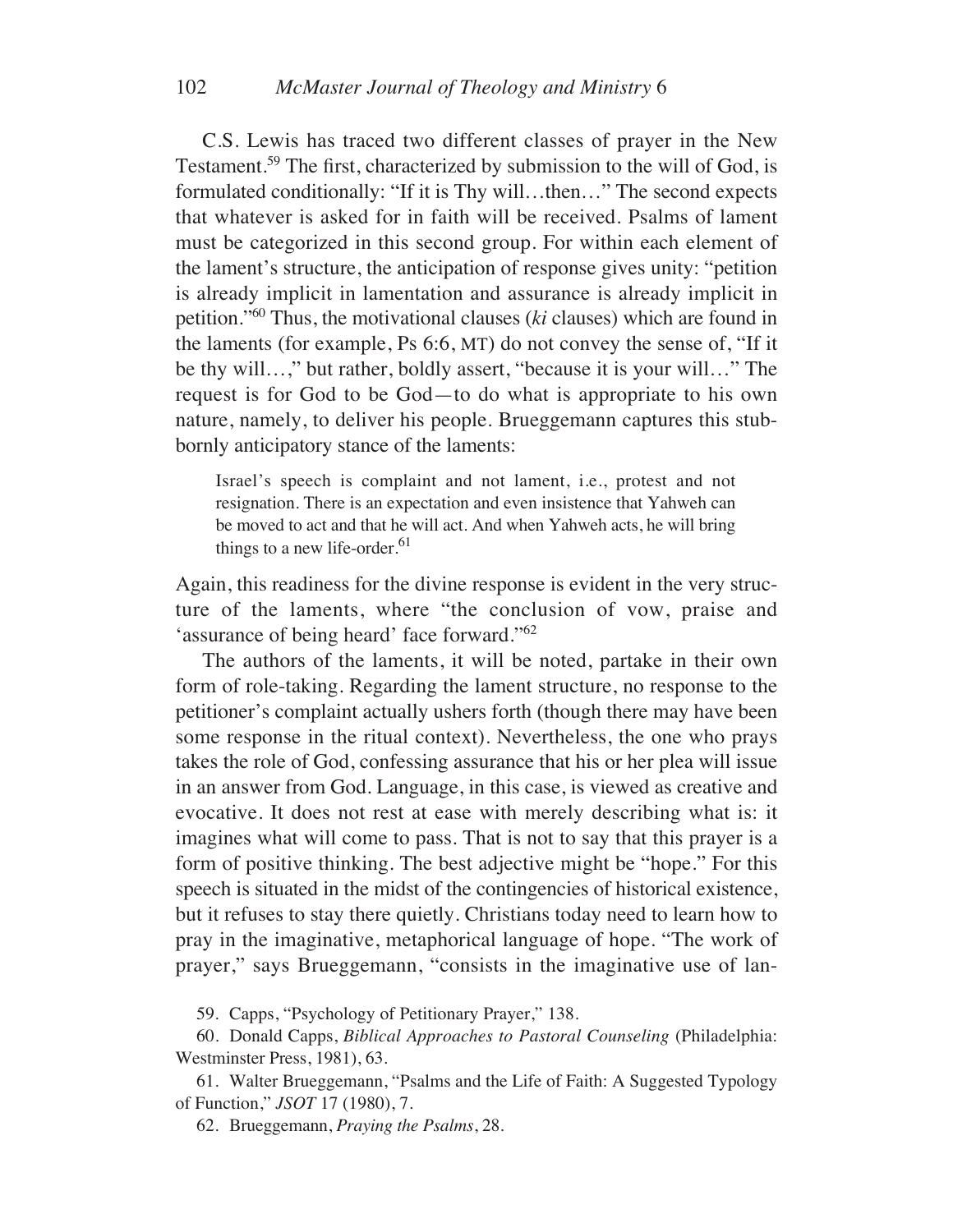C.S. Lewis has traced two different classes of prayer in the New Testament.[59] The first, characterized by submission to the will of God, is formulated conditionally: "If it is Thy will…then…" The second expects that whatever is asked for in faith will be received. Psalms of lament must be categorized in this second group. For within each element of the lament's structure, the anticipation of response gives unity: "petition is already implicit in lamentation and assurance is already implicit in petition."[60] Thus, the motivational clauses (*ki* clauses) which are found in the laments (for example, Ps 6:6, MT) do not convey the sense of, "If it be thy will…," but rather, boldly assert, "because it is your will…" The request is for God to be God—to do what is appropriate to his own nature, namely, to deliver his people. Brueggemann captures this stubbornly anticipatory stance of the laments:

> Israel's speech is complaint and not lament, i.e., protest and not resignation. There is an expectation and even insistence that Yahweh can be moved to act and that he will act. And when Yahweh acts, he will bring things to a new life-order.[61]

Again, this readiness for the divine response is evident in the very structure of the laments, where "the conclusion of vow, praise and 'assurance of being heard' face forward."[62]

The authors of the laments, it will be noted, partake in their own form of role-taking. Regarding the lament structure, no response to the petitioner's complaint actually ushers forth (though there may have been some response in the ritual context). Nevertheless, the one who prays takes the role of God, confessing assurance that his or her plea will issue in an answer from God. Language, in this case, is viewed as creative and evocative. It does not rest at ease with merely describing what is: it imagines what will come to pass. That is not to say that this prayer is a form of positive thinking. The best adjective might be "hope." For this speech is situated in the midst of the contingencies of historical existence, but it refuses to stay there quietly. Christians today need to learn how to pray in the imaginative, metaphorical language of hope. "The work of prayer," says Brueggemann, "consists in the imaginative use of lan-

59. Capps, "Psychology of Petitionary Prayer," 138.

60. Donald Capps, *Biblical Approaches to Pastoral Counseling* (Philadelphia: Westminster Press, 1981), 63.

61. Walter Brueggemann, "Psalms and the Life of Faith: A Suggested Typology of Function," *JSOT* 17 (1980), 7.

62. Brueggemann, *Praying the Psalms*, 28.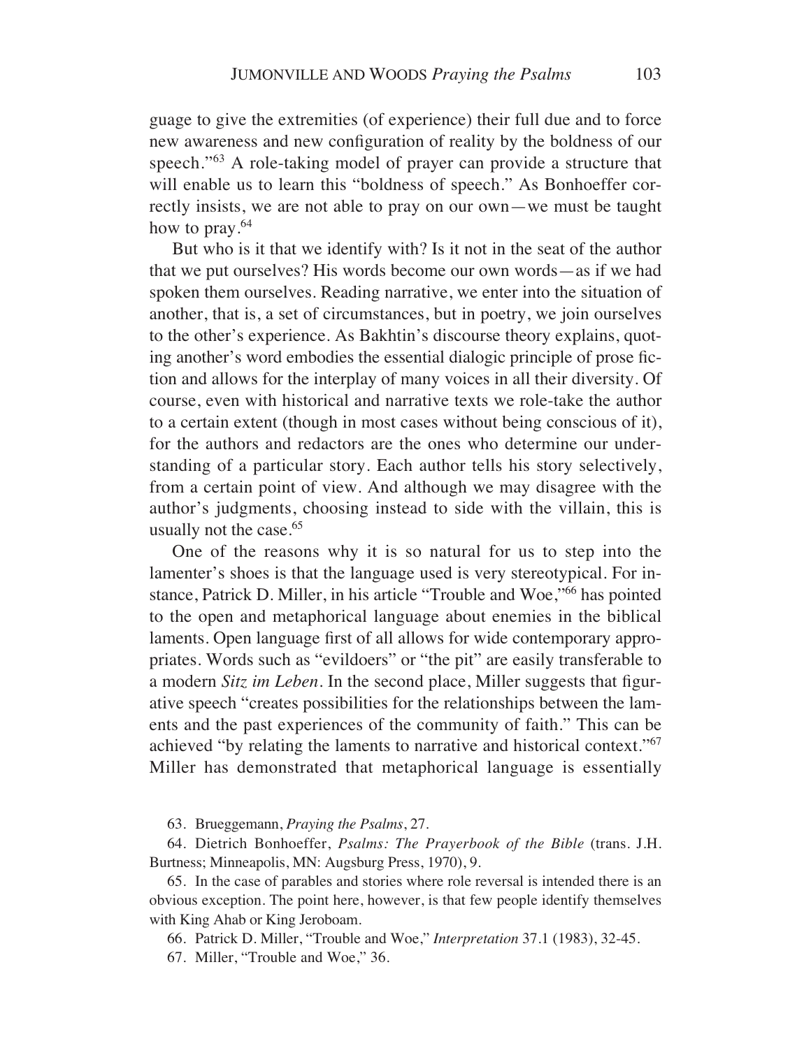guage to give the extremities (of experience) their full due and to force new awareness and new configuration of reality by the boldness of our speech."[63] A role-taking model of prayer can provide a structure that will enable us to learn this "boldness of speech." As Bonhoeffer correctly insists, we are not able to pray on our own—we must be taught how to pray.[64]

But who is it that we identify with? Is it not in the seat of the author that we put ourselves? His words become our own words—as if we had spoken them ourselves. Reading narrative, we enter into the situation of another, that is, a set of circumstances, but in poetry, we join ourselves to the other's experience. As Bakhtin's discourse theory explains, quoting another's word embodies the essential dialogic principle of prose fiction and allows for the interplay of many voices in all their diversity. Of course, even with historical and narrative texts we role-take the author to a certain extent (though in most cases without being conscious of it), for the authors and redactors are the ones who determine our understanding of a particular story. Each author tells his story selectively, from a certain point of view. And although we may disagree with the author's judgments, choosing instead to side with the villain, this is usually not the case.[65]

One of the reasons why it is so natural for us to step into the lamenter's shoes is that the language used is very stereotypical. For instance, Patrick D. Miller, in his article "Trouble and Woe,"[66] has pointed to the open and metaphorical language about enemies in the biblical laments. Open language first of all allows for wide contemporary appropriates. Words such as "evildoers" or "the pit" are easily transferable to a modern *Sitz im Leben*. In the second place, Miller suggests that figurative speech "creates possibilities for the relationships between the laments and the past experiences of the community of faith." This can be achieved "by relating the laments to narrative and historical context."[67] Miller has demonstrated that metaphorical language is essentially

63. Brueggemann, *Praying the Psalms*, 27.

64. Dietrich Bonhoeffer, *Psalms: The Prayerbook of the Bible* (trans. J.H. Burtness; Minneapolis, MN: Augsburg Press, 1970), 9.

65. In the case of parables and stories where role reversal is intended there is an obvious exception. The point here, however, is that few people identify themselves with King Ahab or King Jeroboam.

66. Patrick D. Miller, "Trouble and Woe," *Interpretation* 37.1 (1983), 32-45.

67. Miller, "Trouble and Woe," 36.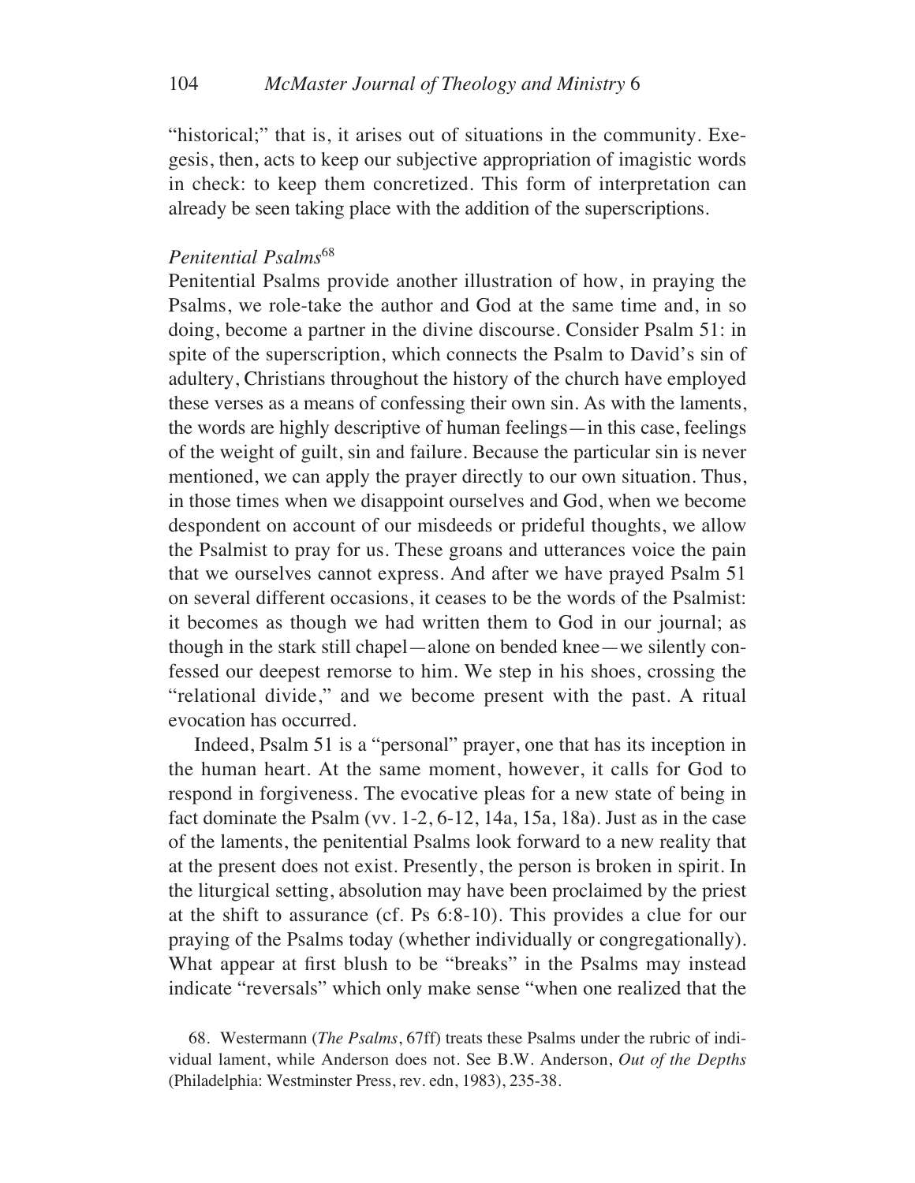"historical;" that is, it arises out of situations in the community. Exegesis, then, acts to keep our subjective appropriation of imagistic words in check: to keep them concretized. This form of interpretation can already be seen taking place with the addition of the superscriptions.

### *Penitential Psalms*[68]

Penitential Psalms provide another illustration of how, in praying the Psalms, we role-take the author and God at the same time and, in so doing, become a partner in the divine discourse. Consider Psalm 51: in spite of the superscription, which connects the Psalm to David's sin of adultery, Christians throughout the history of the church have employed these verses as a means of confessing their own sin. As with the laments, the words are highly descriptive of human feelings—in this case, feelings of the weight of guilt, sin and failure. Because the particular sin is never mentioned, we can apply the prayer directly to our own situation. Thus, in those times when we disappoint ourselves and God, when we become despondent on account of our misdeeds or prideful thoughts, we allow the Psalmist to pray for us. These groans and utterances voice the pain that we ourselves cannot express. And after we have prayed Psalm 51 on several different occasions, it ceases to be the words of the Psalmist: it becomes as though we had written them to God in our journal; as though in the stark still chapel—alone on bended knee—we silently confessed our deepest remorse to him. We step in his shoes, crossing the "relational divide," and we become present with the past. A ritual evocation has occurred.

Indeed, Psalm 51 is a "personal" prayer, one that has its inception in the human heart. At the same moment, however, it calls for God to respond in forgiveness. The evocative pleas for a new state of being in fact dominate the Psalm (vv. 1-2, 6-12, 14a, 15a, 18a). Just as in the case of the laments, the penitential Psalms look forward to a new reality that at the present does not exist. Presently, the person is broken in spirit. In the liturgical setting, absolution may have been proclaimed by the priest at the shift to assurance (cf. Ps 6:8-10). This provides a clue for our praying of the Psalms today (whether individually or congregationally). What appear at first blush to be "breaks" in the Psalms may instead indicate "reversals" which only make sense "when one realized that the

68. Westermann (*The Psalms*, 67ff) treats these Psalms under the rubric of individual lament, while Anderson does not. See B.W. Anderson, *Out of the Depths* (Philadelphia: Westminster Press, rev. edn, 1983), 235-38.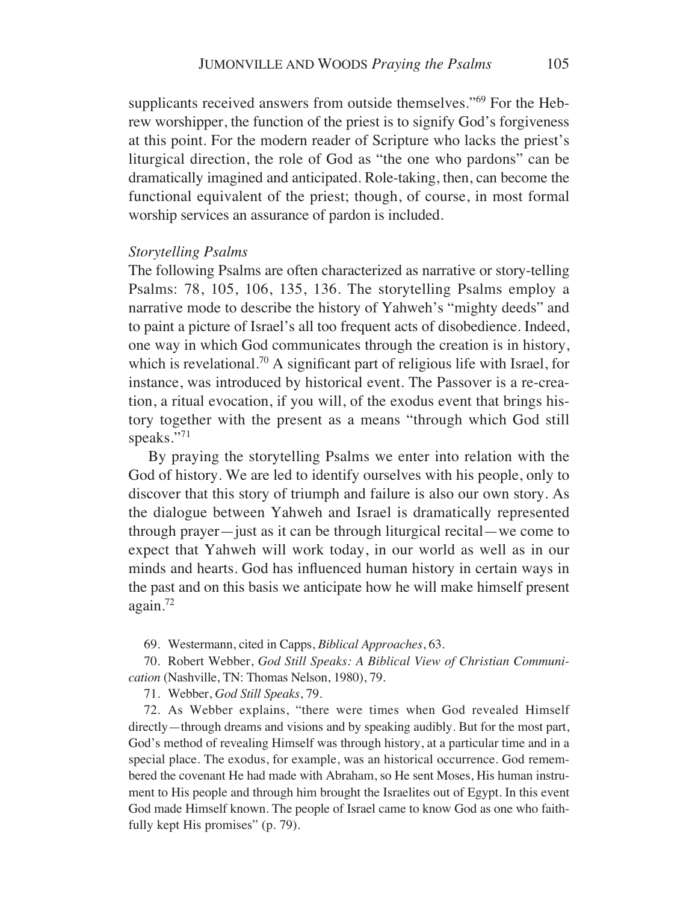supplicants received answers from outside themselves."[69] For the Hebrew worshipper, the function of the priest is to signify God's forgiveness at this point. For the modern reader of Scripture who lacks the priest's liturgical direction, the role of God as "the one who pardons" can be dramatically imagined and anticipated. Role-taking, then, can become the functional equivalent of the priest; though, of course, in most formal worship services an assurance of pardon is included.

*Storytelling Psalms*

The following Psalms are often characterized as narrative or story-telling Psalms: 78, 105, 106, 135, 136. The storytelling Psalms employ a narrative mode to describe the history of Yahweh's "mighty deeds" and to paint a picture of Israel's all too frequent acts of disobedience. Indeed, one way in which God communicates through the creation is in history, which is revelational.[70] A significant part of religious life with Israel, for instance, was introduced by historical event. The Passover is a re-creation, a ritual evocation, if you will, of the exodus event that brings history together with the present as a means "through which God still speaks."[71]

By praying the storytelling Psalms we enter into relation with the God of history. We are led to identify ourselves with his people, only to discover that this story of triumph and failure is also our own story. As the dialogue between Yahweh and Israel is dramatically represented through prayer—just as it can be through liturgical recital—we come to expect that Yahweh will work today, in our world as well as in our minds and hearts. God has influenced human history in certain ways in the past and on this basis we anticipate how he will make himself present again.[72]

69. Westermann, cited in Capps, *Biblical Approaches*, 63.

70. Robert Webber, *God Still Speaks: A Biblical View of Christian Communication* (Nashville, TN: Thomas Nelson, 1980), 79.

71. Webber, *God Still Speaks*, 79.

72. As Webber explains, "there were times when God revealed Himself directly—through dreams and visions and by speaking audibly. But for the most part, God's method of revealing Himself was through history, at a particular time and in a special place. The exodus, for example, was an historical occurrence. God remembered the covenant He had made with Abraham, so He sent Moses, His human instrument to His people and through him brought the Israelites out of Egypt. In this event God made Himself known. The people of Israel came to know God as one who faithfully kept His promises" (p. 79).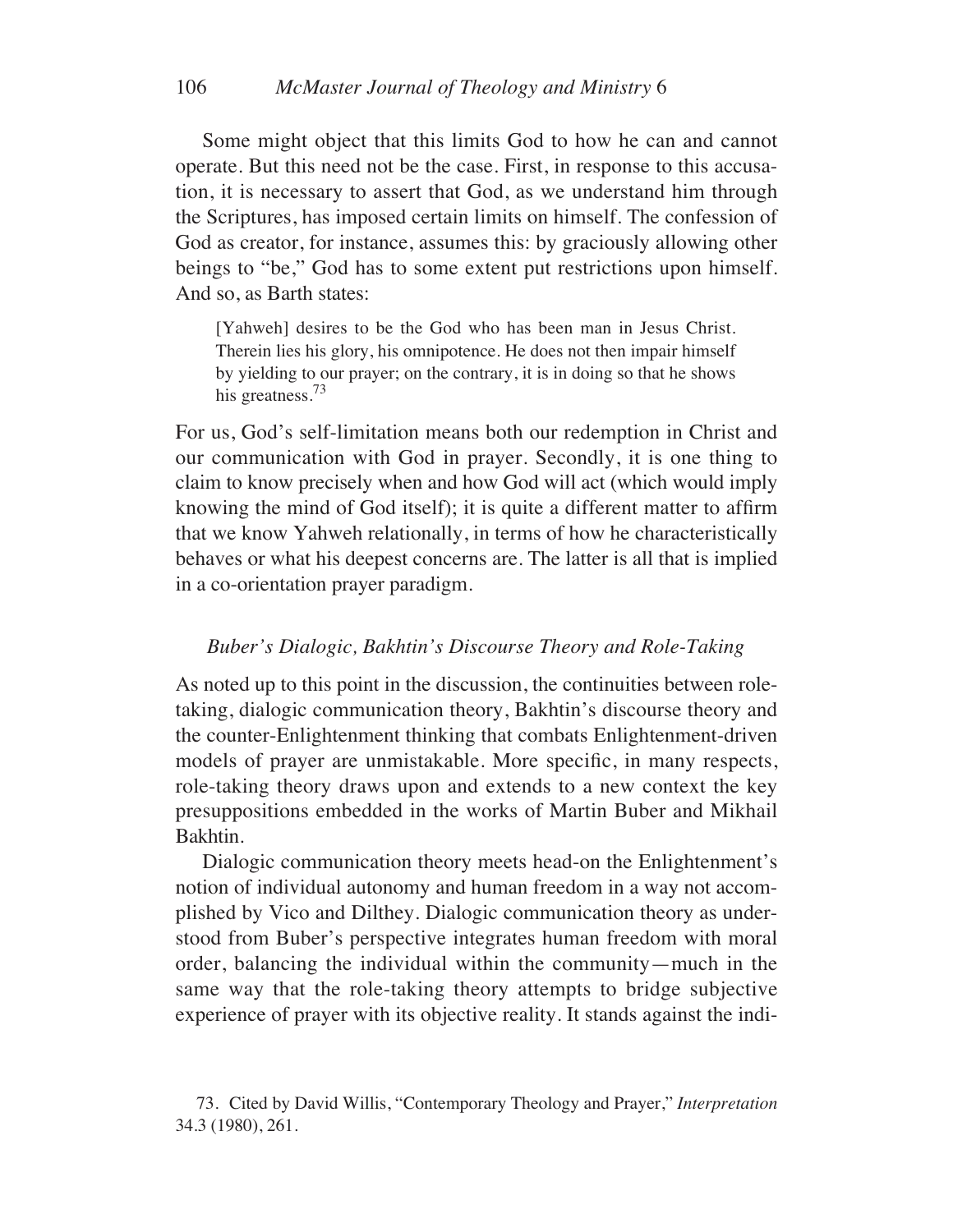Some might object that this limits God to how he can and cannot operate. But this need not be the case. First, in response to this accusation, it is necessary to assert that God, as we understand him through the Scriptures, has imposed certain limits on himself. The confession of God as creator, for instance, assumes this: by graciously allowing other beings to "be," God has to some extent put restrictions upon himself. And so, as Barth states:

> [Yahweh] desires to be the God who has been man in Jesus Christ. Therein lies his glory, his omnipotence. He does not then impair himself by yielding to our prayer; on the contrary, it is in doing so that he shows his greatness.[73]

For us, God's self-limitation means both our redemption in Christ and our communication with God in prayer. Secondly, it is one thing to claim to know precisely when and how God will act (which would imply knowing the mind of God itself); it is quite a different matter to affirm that we know Yahweh relationally, in terms of how he characteristically behaves or what his deepest concerns are. The latter is all that is implied in a co-orientation prayer paradigm.

### *Buber's Dialogic, Bakhtin's Discourse Theory and Role-Taking*

As noted up to this point in the discussion, the continuities between role-taking, dialogic communication theory, Bakhtin's discourse theory and the counter-Enlightenment thinking that combats Enlightenment-driven models of prayer are unmistakable. More specific, in many respects, role-taking theory draws upon and extends to a new context the key presuppositions embedded in the works of Martin Buber and Mikhail Bakhtin.

Dialogic communication theory meets head-on the Enlightenment's notion of individual autonomy and human freedom in a way not accomplished by Vico and Dilthey. Dialogic communication theory as understood from Buber's perspective integrates human freedom with moral order, balancing the individual within the community—much in the same way that the role-taking theory attempts to bridge subjective experience of prayer with its objective reality. It stands against the indi-

73. Cited by David Willis, "Contemporary Theology and Prayer," *Interpretation* 34.3 (1980), 261.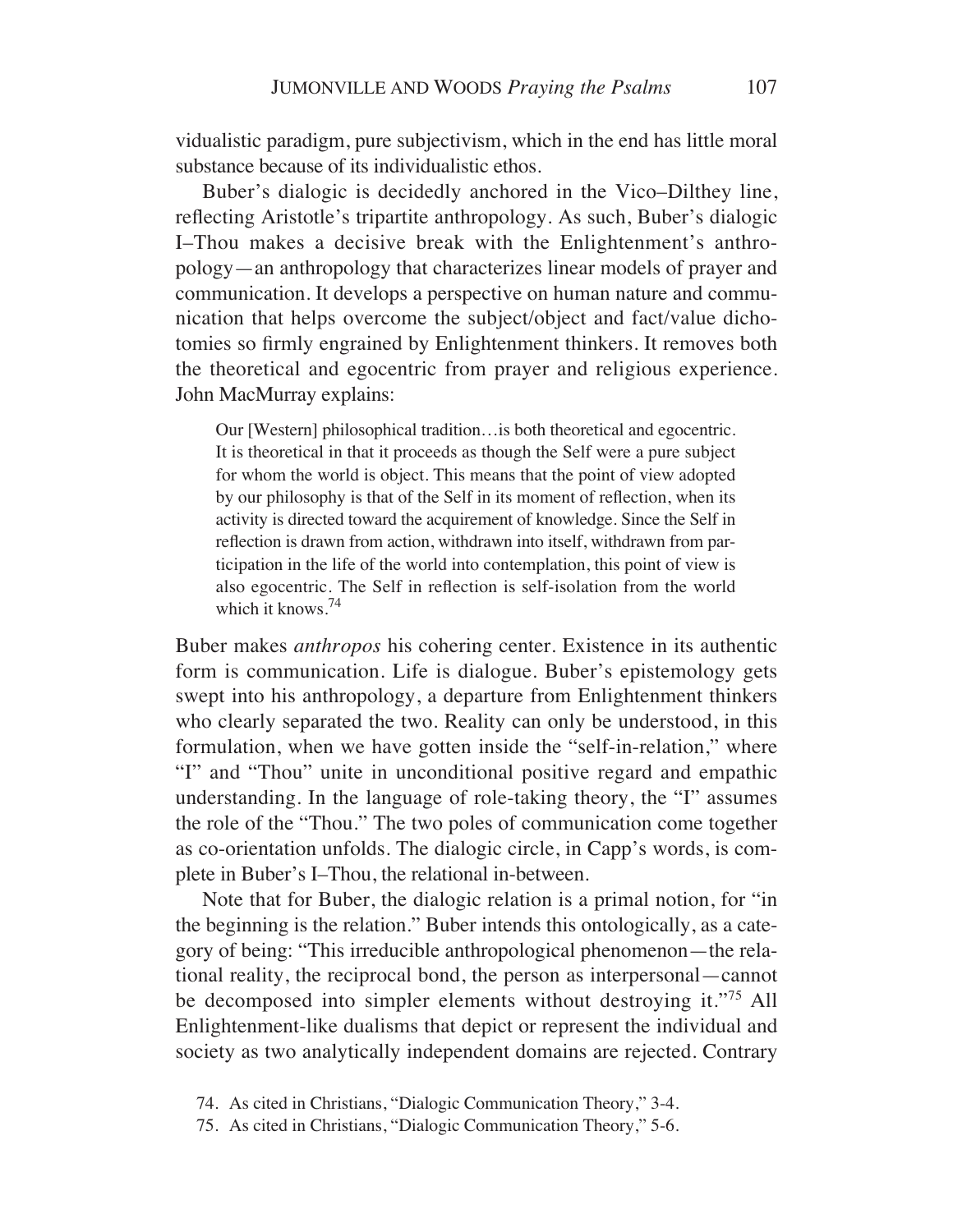vidualistic paradigm, pure subjectivism, which in the end has little moral substance because of its individualistic ethos.

Buber's dialogic is decidedly anchored in the Vico–Dilthey line, reflecting Aristotle's tripartite anthropology. As such, Buber's dialogic I–Thou makes a decisive break with the Enlightenment's anthropology—an anthropology that characterizes linear models of prayer and communication. It develops a perspective on human nature and communication that helps overcome the subject/object and fact/value dichotomies so firmly engrained by Enlightenment thinkers. It removes both the theoretical and egocentric from prayer and religious experience. John MacMurray explains:

> Our [Western] philosophical tradition…is both theoretical and egocentric. It is theoretical in that it proceeds as though the Self were a pure subject for whom the world is object. This means that the point of view adopted by our philosophy is that of the Self in its moment of reflection, when its activity is directed toward the acquirement of knowledge. Since the Self in reflection is drawn from action, withdrawn into itself, withdrawn from participation in the life of the world into contemplation, this point of view is also egocentric. The Self in reflection is self-isolation from the world which it knows.[74]

Buber makes *anthropos* his cohering center. Existence in its authentic form is communication. Life is dialogue. Buber's epistemology gets swept into his anthropology, a departure from Enlightenment thinkers who clearly separated the two. Reality can only be understood, in this formulation, when we have gotten inside the "self-in-relation," where "I" and "Thou" unite in unconditional positive regard and empathic understanding. In the language of role-taking theory, the "I" assumes the role of the "Thou." The two poles of communication come together as co-orientation unfolds. The dialogic circle, in Capp's words, is complete in Buber's I–Thou, the relational in-between.

Note that for Buber, the dialogic relation is a primal notion, for "in the beginning is the relation." Buber intends this ontologically, as a category of being: "This irreducible anthropological phenomenon—the relational reality, the reciprocal bond, the person as interpersonal—cannot be decomposed into simpler elements without destroying it."[75] All Enlightenment-like dualisms that depict or represent the individual and society as two analytically independent domains are rejected. Contrary

74. As cited in Christians, "Dialogic Communication Theory," 3-4.

75. As cited in Christians, "Dialogic Communication Theory," 5-6.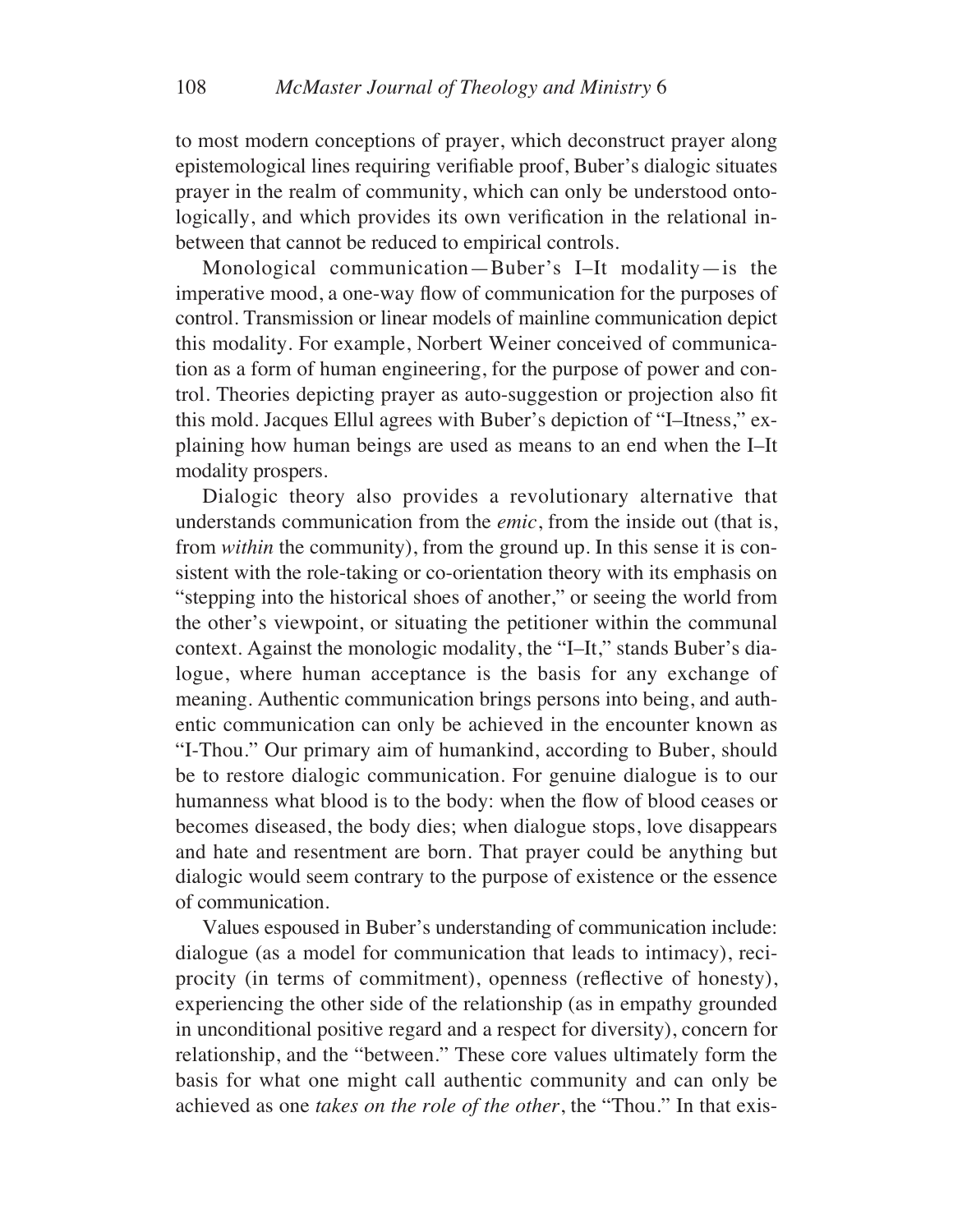to most modern conceptions of prayer, which deconstruct prayer along epistemological lines requiring verifiable proof, Buber's dialogic situates prayer in the realm of community, which can only be understood ontologically, and which provides its own verification in the relational in-between that cannot be reduced to empirical controls.

Monological communication—Buber's I–It modality—is the imperative mood, a one-way flow of communication for the purposes of control. Transmission or linear models of mainline communication depict this modality. For example, Norbert Weiner conceived of communication as a form of human engineering, for the purpose of power and control. Theories depicting prayer as auto-suggestion or projection also fit this mold. Jacques Ellul agrees with Buber's depiction of "I–Itness," explaining how human beings are used as means to an end when the I–It modality prospers.

Dialogic theory also provides a revolutionary alternative that understands communication from the *emic*, from the inside out (that is, from *within* the community), from the ground up. In this sense it is consistent with the role-taking or co-orientation theory with its emphasis on "stepping into the historical shoes of another," or seeing the world from the other's viewpoint, or situating the petitioner within the communal context. Against the monologic modality, the "I–It," stands Buber's dialogue, where human acceptance is the basis for any exchange of meaning. Authentic communication brings persons into being, and authentic communication can only be achieved in the encounter known as "I-Thou." Our primary aim of humankind, according to Buber, should be to restore dialogic communication. For genuine dialogue is to our humanness what blood is to the body: when the flow of blood ceases or becomes diseased, the body dies; when dialogue stops, love disappears and hate and resentment are born. That prayer could be anything but dialogic would seem contrary to the purpose of existence or the essence of communication.

Values espoused in Buber's understanding of communication include: dialogue (as a model for communication that leads to intimacy), reciprocity (in terms of commitment), openness (reflective of honesty), experiencing the other side of the relationship (as in empathy grounded in unconditional positive regard and a respect for diversity), concern for relationship, and the "between." These core values ultimately form the basis for what one might call authentic community and can only be achieved as one *takes on the role of the other*, the "Thou." In that exis-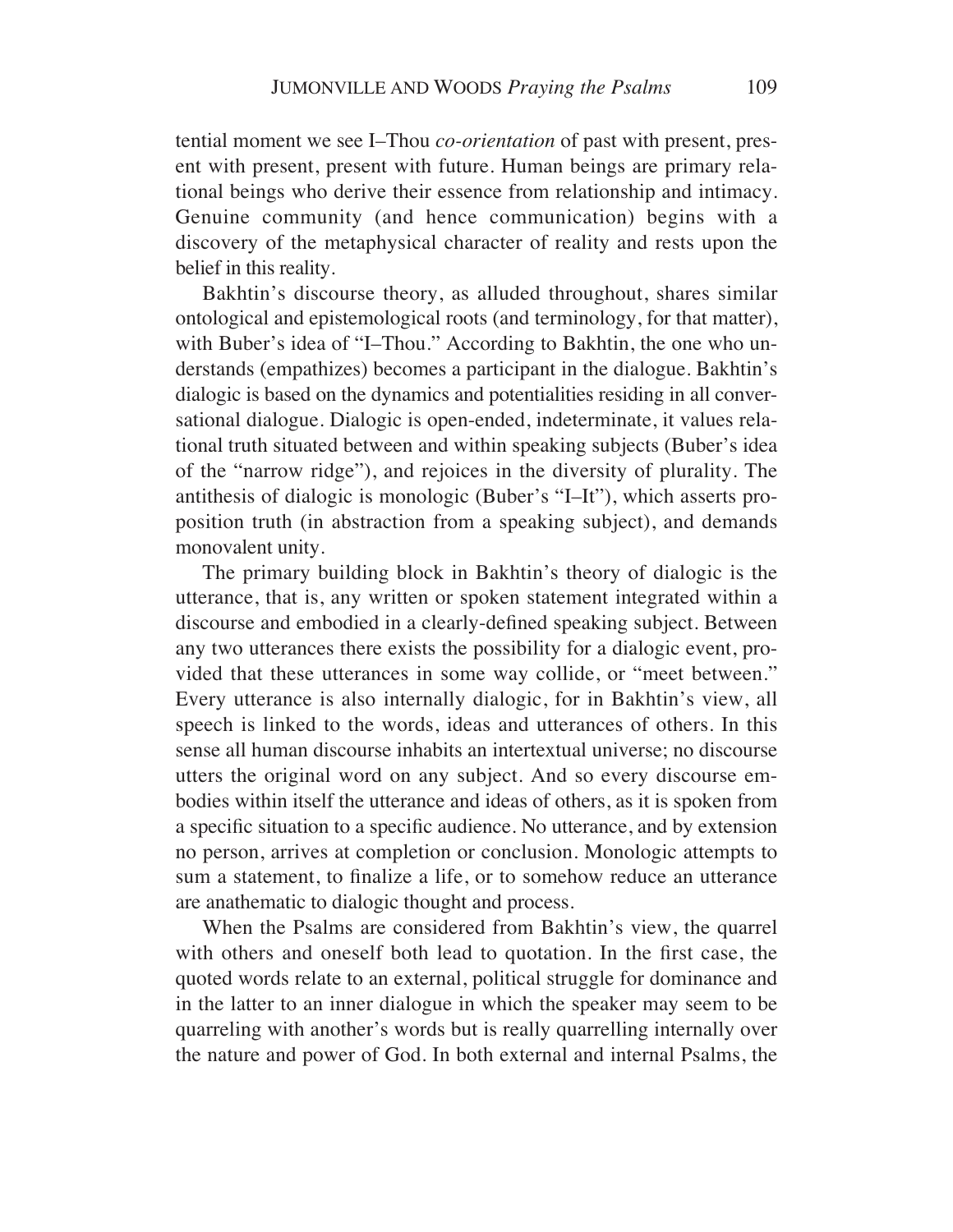tential moment we see I–Thou *co-orientation* of past with present, present with present, present with future. Human beings are primary relational beings who derive their essence from relationship and intimacy. Genuine community (and hence communication) begins with a discovery of the metaphysical character of reality and rests upon the belief in this reality.

Bakhtin's discourse theory, as alluded throughout, shares similar ontological and epistemological roots (and terminology, for that matter), with Buber's idea of "I–Thou." According to Bakhtin, the one who understands (empathizes) becomes a participant in the dialogue. Bakhtin's dialogic is based on the dynamics and potentialities residing in all conversational dialogue. Dialogic is open-ended, indeterminate, it values relational truth situated between and within speaking subjects (Buber's idea of the "narrow ridge"), and rejoices in the diversity of plurality. The antithesis of dialogic is monologic (Buber's "I–It"), which asserts proposition truth (in abstraction from a speaking subject), and demands monovalent unity.

The primary building block in Bakhtin's theory of dialogic is the utterance, that is, any written or spoken statement integrated within a discourse and embodied in a clearly-defined speaking subject. Between any two utterances there exists the possibility for a dialogic event, provided that these utterances in some way collide, or "meet between." Every utterance is also internally dialogic, for in Bakhtin's view, all speech is linked to the words, ideas and utterances of others. In this sense all human discourse inhabits an intertextual universe; no discourse utters the original word on any subject. And so every discourse embodies within itself the utterance and ideas of others, as it is spoken from a specific situation to a specific audience. No utterance, and by extension no person, arrives at completion or conclusion. Monologic attempts to sum a statement, to finalize a life, or to somehow reduce an utterance are anathematic to dialogic thought and process.

When the Psalms are considered from Bakhtin's view, the quarrel with others and oneself both lead to quotation. In the first case, the quoted words relate to an external, political struggle for dominance and in the latter to an inner dialogue in which the speaker may seem to be quarreling with another's words but is really quarrelling internally over the nature and power of God. In both external and internal Psalms, the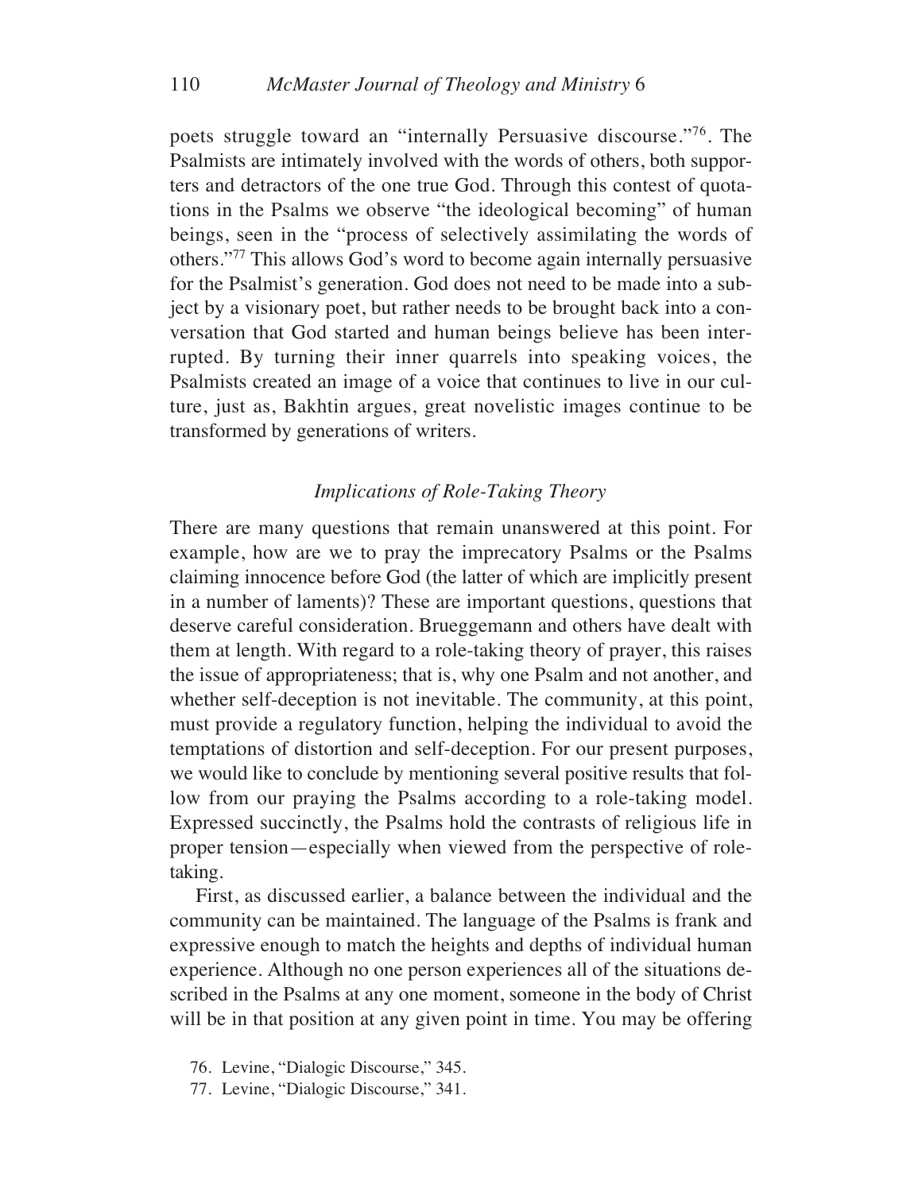poets struggle toward an "internally Persuasive discourse."[76]. The Psalmists are intimately involved with the words of others, both supporters and detractors of the one true God. Through this contest of quotations in the Psalms we observe "the ideological becoming" of human beings, seen in the "process of selectively assimilating the words of others."[77] This allows God's word to become again internally persuasive for the Psalmist's generation. God does not need to be made into a subject by a visionary poet, but rather needs to be brought back into a conversation that God started and human beings believe has been interrupted. By turning their inner quarrels into speaking voices, the Psalmists created an image of a voice that continues to live in our culture, just as, Bakhtin argues, great novelistic images continue to be transformed by generations of writers.

### *Implications of Role-Taking Theory*

There are many questions that remain unanswered at this point. For example, how are we to pray the imprecatory Psalms or the Psalms claiming innocence before God (the latter of which are implicitly present in a number of laments)? These are important questions, questions that deserve careful consideration. Brueggemann and others have dealt with them at length. With regard to a role-taking theory of prayer, this raises the issue of appropriateness; that is, why one Psalm and not another, and whether self-deception is not inevitable. The community, at this point, must provide a regulatory function, helping the individual to avoid the temptations of distortion and self-deception. For our present purposes, we would like to conclude by mentioning several positive results that follow from our praying the Psalms according to a role-taking model. Expressed succinctly, the Psalms hold the contrasts of religious life in proper tension—especially when viewed from the perspective of role-taking.

First, as discussed earlier, a balance between the individual and the community can be maintained. The language of the Psalms is frank and expressive enough to match the heights and depths of individual human experience. Although no one person experiences all of the situations described in the Psalms at any one moment, someone in the body of Christ will be in that position at any given point in time. You may be offering

76. Levine, "Dialogic Discourse," 345.

77. Levine, "Dialogic Discourse," 341.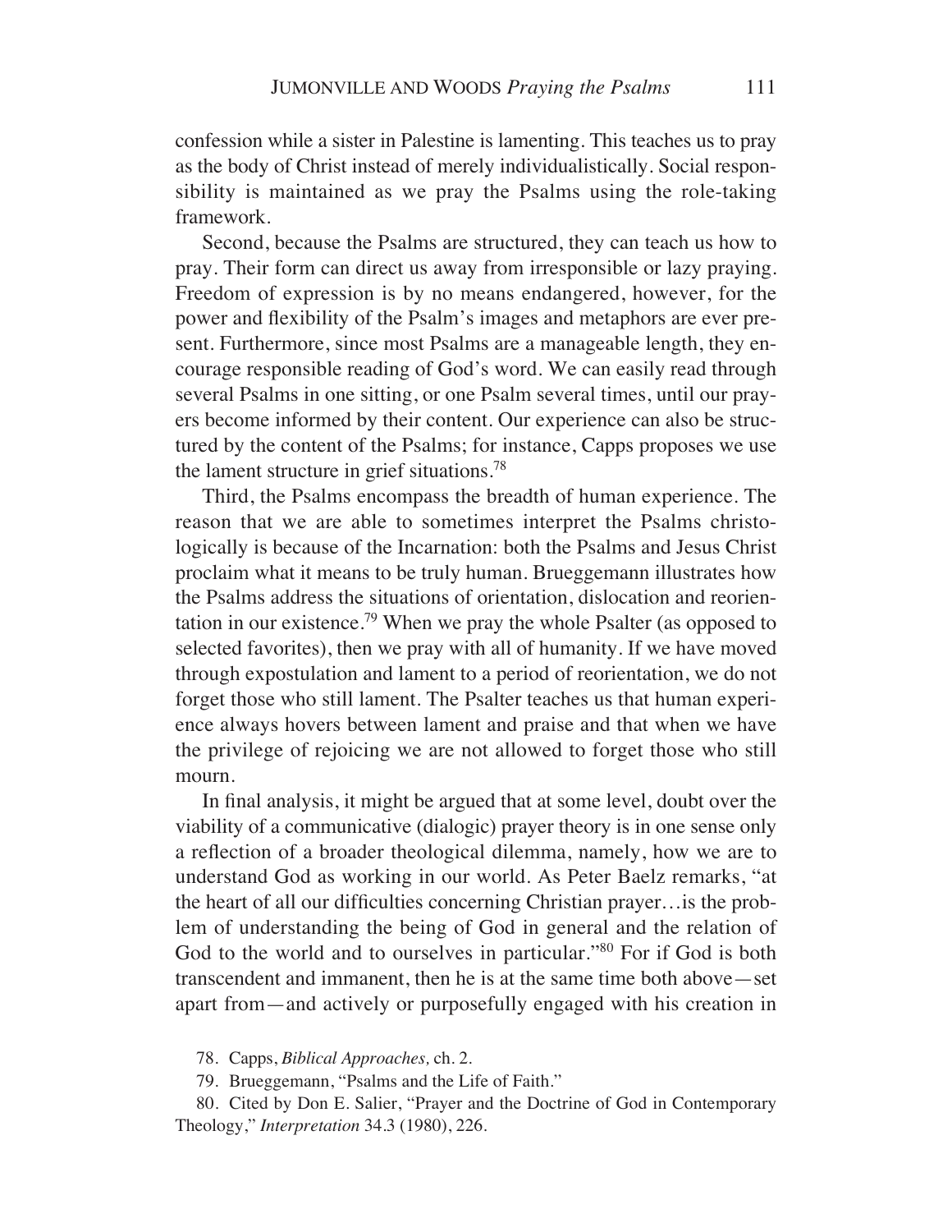confession while a sister in Palestine is lamenting. This teaches us to pray as the body of Christ instead of merely individualistically. Social responsibility is maintained as we pray the Psalms using the role-taking framework.

Second, because the Psalms are structured, they can teach us how to pray. Their form can direct us away from irresponsible or lazy praying. Freedom of expression is by no means endangered, however, for the power and flexibility of the Psalm's images and metaphors are ever present. Furthermore, since most Psalms are a manageable length, they encourage responsible reading of God's word. We can easily read through several Psalms in one sitting, or one Psalm several times, until our prayers become informed by their content. Our experience can also be structured by the content of the Psalms; for instance, Capps proposes we use the lament structure in grief situations.[78]

Third, the Psalms encompass the breadth of human experience. The reason that we are able to sometimes interpret the Psalms christologically is because of the Incarnation: both the Psalms and Jesus Christ proclaim what it means to be truly human. Brueggemann illustrates how the Psalms address the situations of orientation, dislocation and reorientation in our existence.[79] When we pray the whole Psalter (as opposed to selected favorites), then we pray with all of humanity. If we have moved through expostulation and lament to a period of reorientation, we do not forget those who still lament. The Psalter teaches us that human experience always hovers between lament and praise and that when we have the privilege of rejoicing we are not allowed to forget those who still mourn.

In final analysis, it might be argued that at some level, doubt over the viability of a communicative (dialogic) prayer theory is in one sense only a reflection of a broader theological dilemma, namely, how we are to understand God as working in our world. As Peter Baelz remarks, "at the heart of all our difficulties concerning Christian prayer…is the problem of understanding the being of God in general and the relation of God to the world and to ourselves in particular."[80] For if God is both transcendent and immanent, then he is at the same time both above—set apart from—and actively or purposefully engaged with his creation in

78. Capps, *Biblical Approaches,* ch. 2.

79. Brueggemann, "Psalms and the Life of Faith."

80. Cited by Don E. Salier, "Prayer and the Doctrine of God in Contemporary Theology," *Interpretation* 34.3 (1980), 226.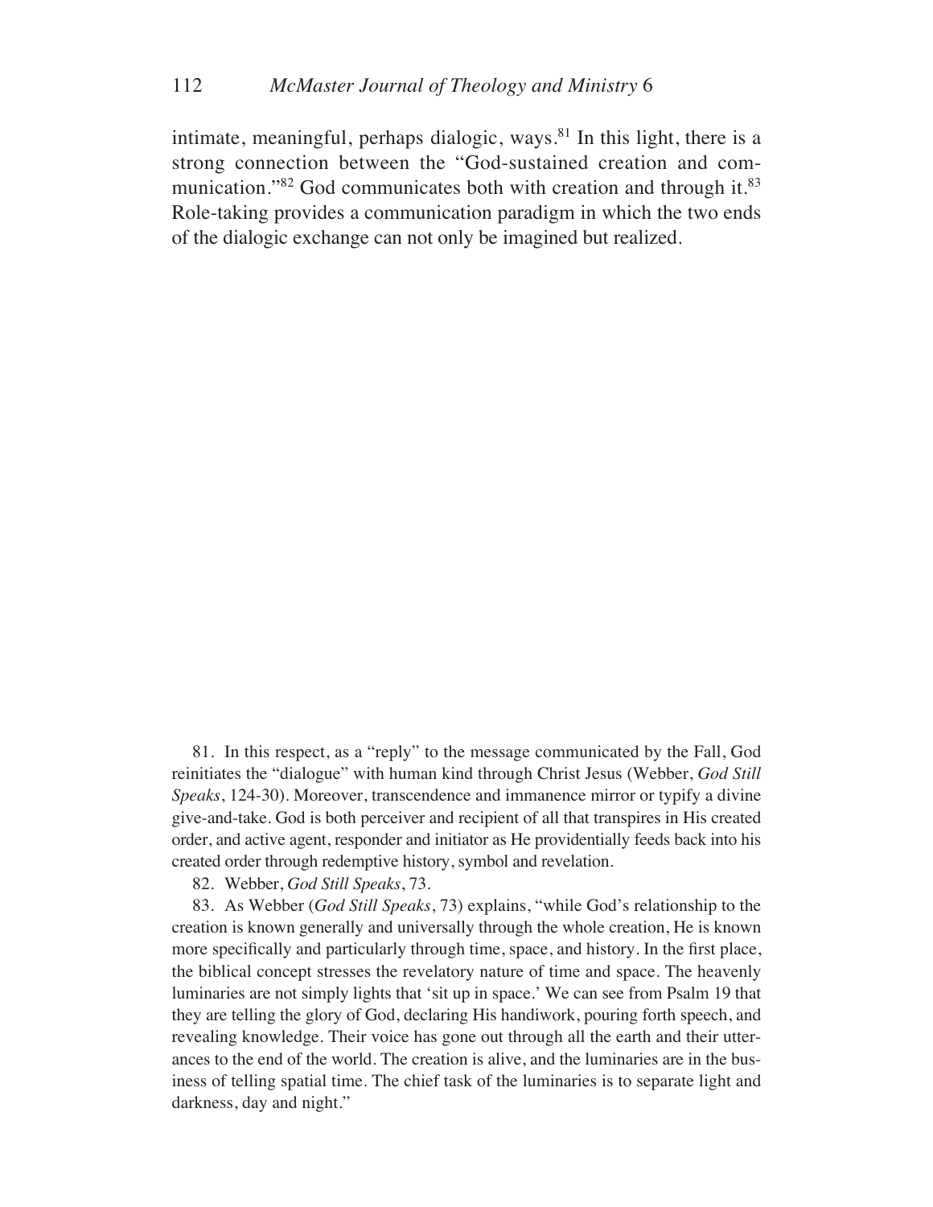intimate, meaningful, perhaps dialogic, ways.[81] In this light, there is a strong connection between the "God-sustained creation and communication."[82] God communicates both with creation and through it.[83] Role-taking provides a communication paradigm in which the two ends of the dialogic exchange can not only be imagined but realized.

81. In this respect, as a "reply" to the message communicated by the Fall, God reinitiates the "dialogue" with human kind through Christ Jesus (Webber, *God Still Speaks*, 124-30). Moreover, transcendence and immanence mirror or typify a divine give-and-take. God is both perceiver and recipient of all that transpires in His created order, and active agent, responder and initiator as He providentially feeds back into his created order through redemptive history, symbol and revelation.

82. Webber, *God Still Speaks*, 73.

83. As Webber (*God Still Speaks*, 73) explains, "while God's relationship to the creation is known generally and universally through the whole creation, He is known more specifically and particularly through time, space, and history. In the first place, the biblical concept stresses the revelatory nature of time and space. The heavenly luminaries are not simply lights that 'sit up in space.' We can see from Psalm 19 that they are telling the glory of God, declaring His handiwork, pouring forth speech, and revealing knowledge. Their voice has gone out through all the earth and their utterances to the end of the world. The creation is alive, and the luminaries are in the business of telling spatial time. The chief task of the luminaries is to separate light and darkness, day and night."